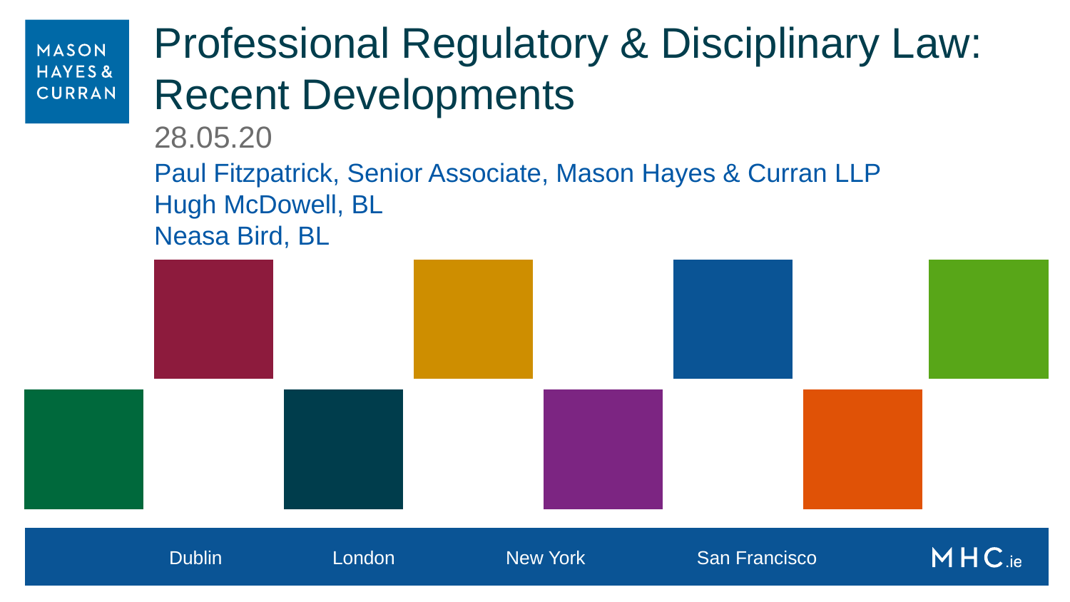MASON HAYES & CURRAN

# Professional Regulatory & Disciplinary Law: Recent Developments

28.05.20

Paul Fitzpatrick, Senior Associate, Mason Hayes & Curran LLP
Hugh McDowell, BL
Neasa Bird, BL

Dublin London New York San Francisco

MHC.ie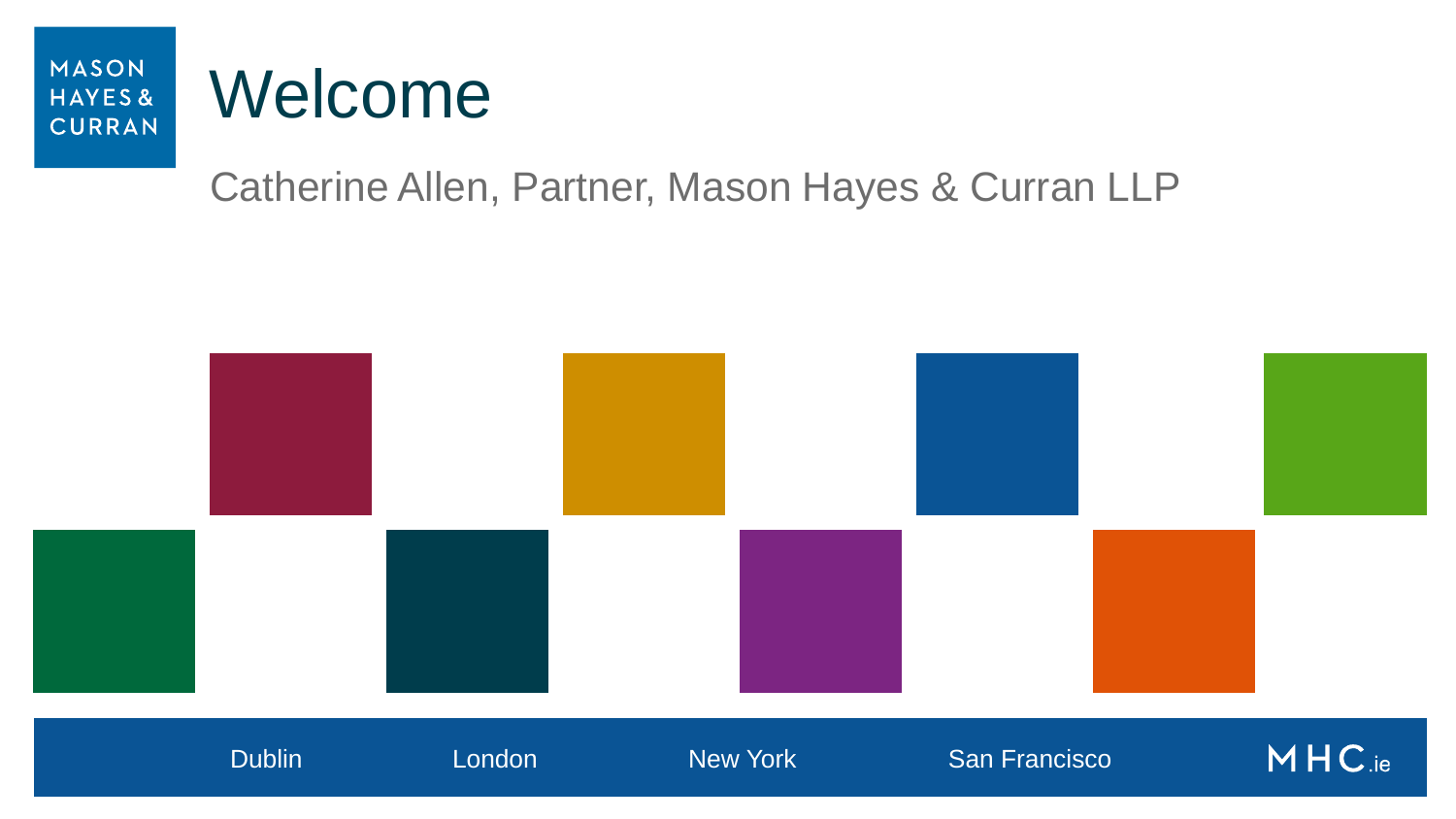# Welcome

Catherine Allen, Partner, Mason Hayes & Curran LLP

Dublin London New York San Francisco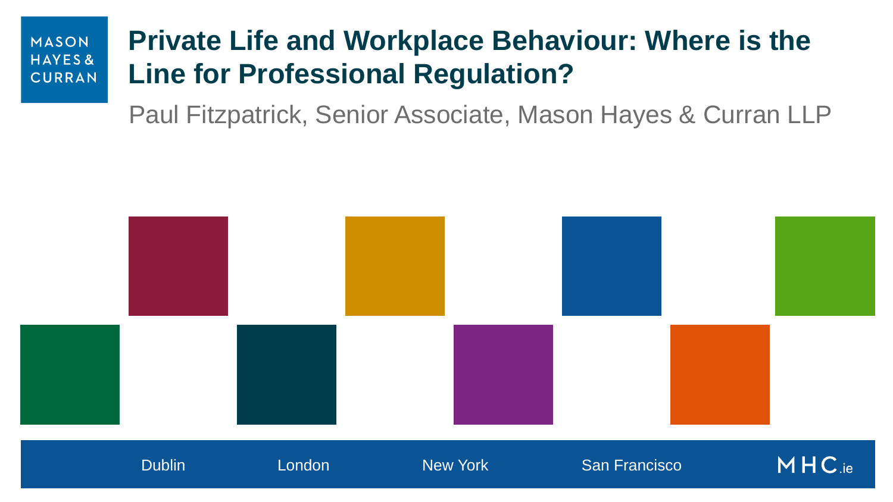MASON HAYES & CURRAN

# Private Life and Workplace Behaviour: Where is the Line for Professional Regulation?

Paul Fitzpatrick, Senior Associate, Mason Hayes & Curran LLP

Dublin London New York San Francisco MHC.ie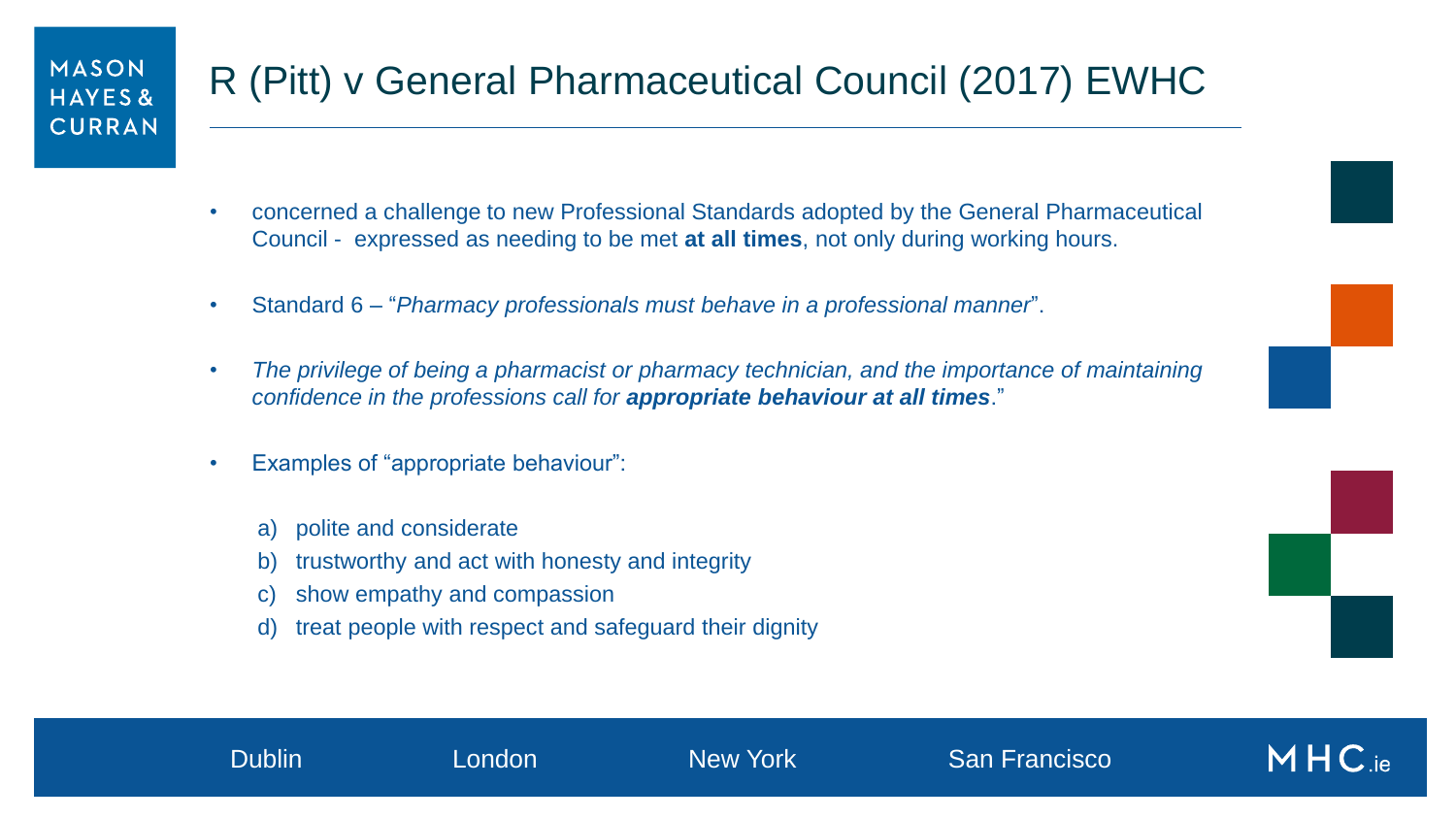# R (Pitt) v General Pharmaceutical Council (2017) EWHC

- concerned a challenge to new Professional Standards adopted by the General Pharmaceutical Council - expressed as needing to be met **at all times**, not only during working hours.
- Standard 6 – "*Pharmacy professionals must behave in a professional manner*".
- *The privilege of being a pharmacist or pharmacy technician, and the importance of maintaining confidence in the professions call for **appropriate behaviour at all times**.*"
- Examples of "appropriate behaviour":

  a) polite and considerate
  b) trustworthy and act with honesty and integrity
  c) show empathy and compassion
  d) treat people with respect and safeguard their dignity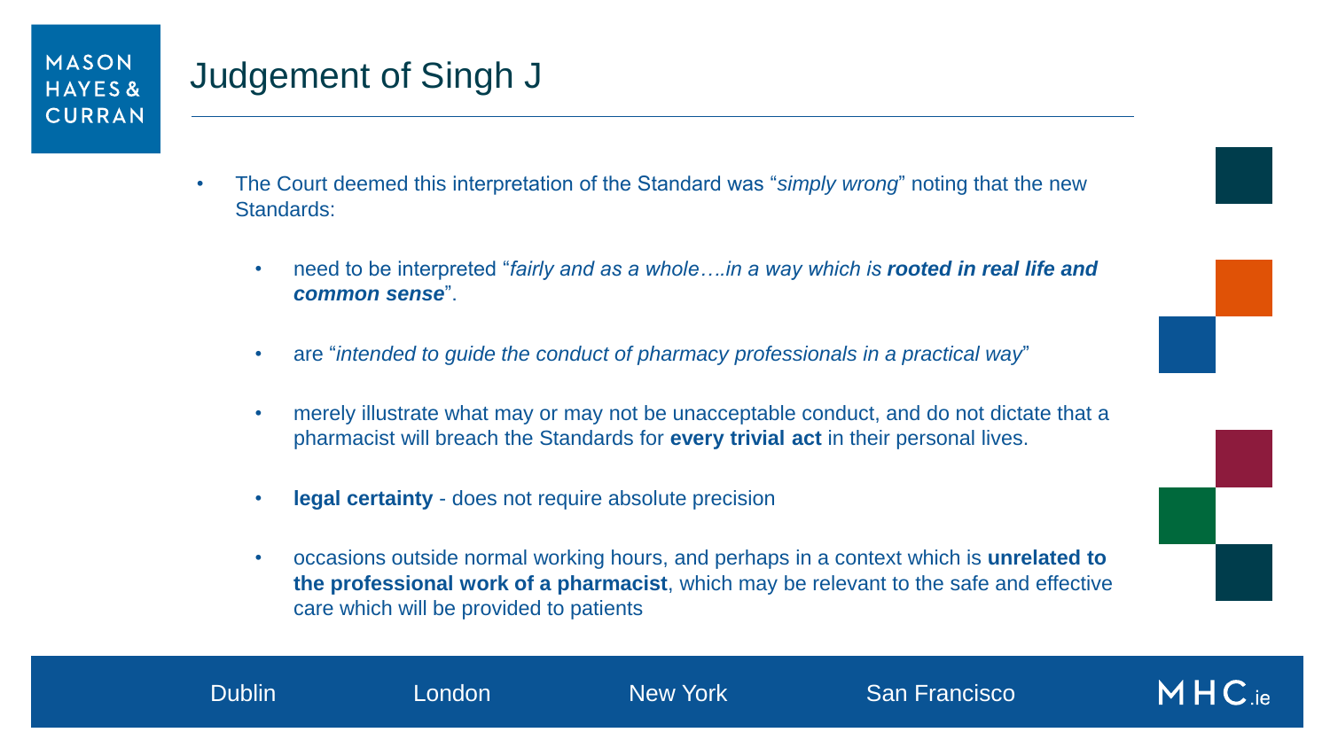# Judgement of Singh J

- The Court deemed this interpretation of the Standard was "*simply wrong*" noting that the new Standards:
  - need to be interpreted "*fairly and as a whole….in a way which is **rooted in real life and common sense***".
  - are "*intended to guide the conduct of pharmacy professionals in a practical way*"
  - merely illustrate what may or may not be unacceptable conduct, and do not dictate that a pharmacist will breach the Standards for **every trivial act** in their personal lives.
  - **legal certainty** - does not require absolute precision
  - occasions outside normal working hours, and perhaps in a context which is **unrelated to the professional work of a pharmacist**, which may be relevant to the safe and effective care which will be provided to patients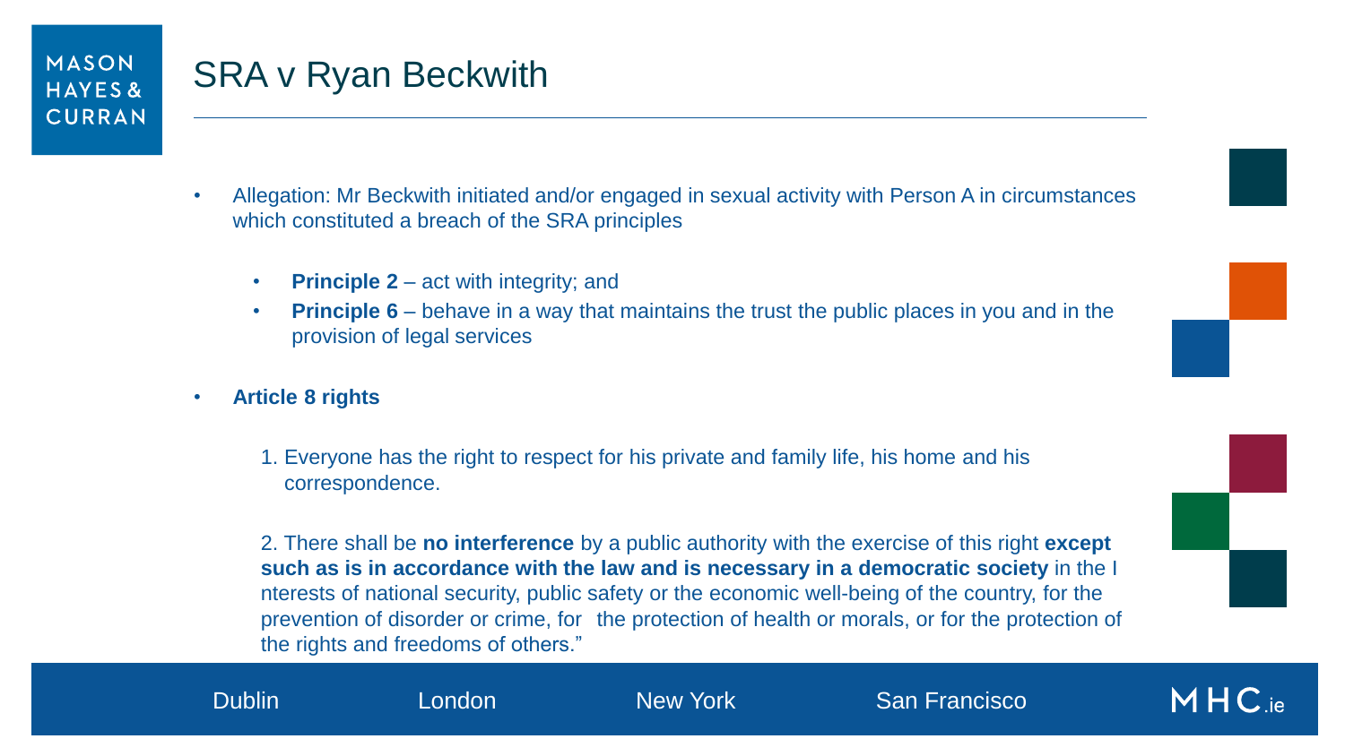# SRA v Ryan Beckwith

- Allegation: Mr Beckwith initiated and/or engaged in sexual activity with Person A in circumstances which constituted a breach of the SRA principles
  - **Principle 2** – act with integrity; and
  - **Principle 6** – behave in a way that maintains the trust the public places in you and in the provision of legal services
- **Article 8 rights**

  1. Everyone has the right to respect for his private and family life, his home and his correspondence.

  2. There shall be **no interference** by a public authority with the exercise of this right **except such as is in accordance with the law and is necessary in a democratic society** in the I nterests of national security, public safety or the economic well-being of the country, for the prevention of disorder or crime, for the protection of health or morals, or for the protection of the rights and freedoms of others."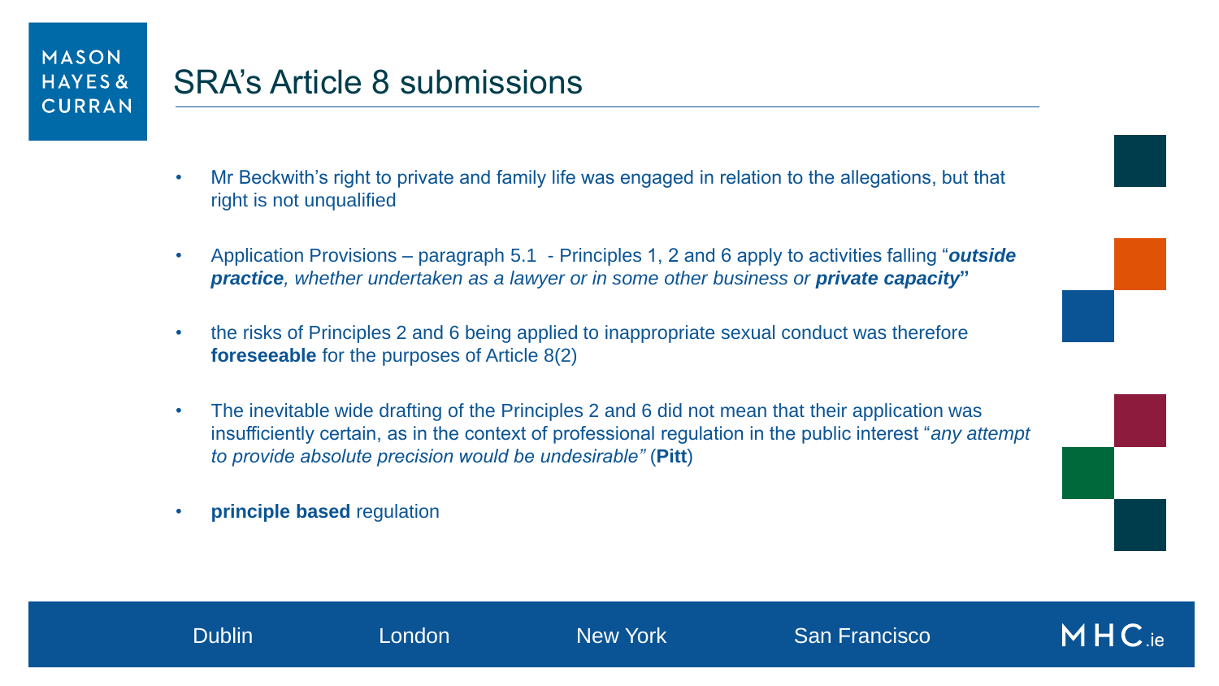# SRA's Article 8 submissions

- Mr Beckwith's right to private and family life was engaged in relation to the allegations, but that right is not unqualified
- Application Provisions – paragraph 5.1 - Principles 1, 2 and 6 apply to activities falling "***outside practice***, *whether undertaken as a lawyer or in some other business or* ***private capacity*"**
- the risks of Principles 2 and 6 being applied to inappropriate sexual conduct was therefore **foreseeable** for the purposes of Article 8(2)
- The inevitable wide drafting of the Principles 2 and 6 did not mean that their application was insufficiently certain, as in the context of professional regulation in the public interest "*any attempt to provide absolute precision would be undesirable"* (**Pitt**)
- **principle based** regulation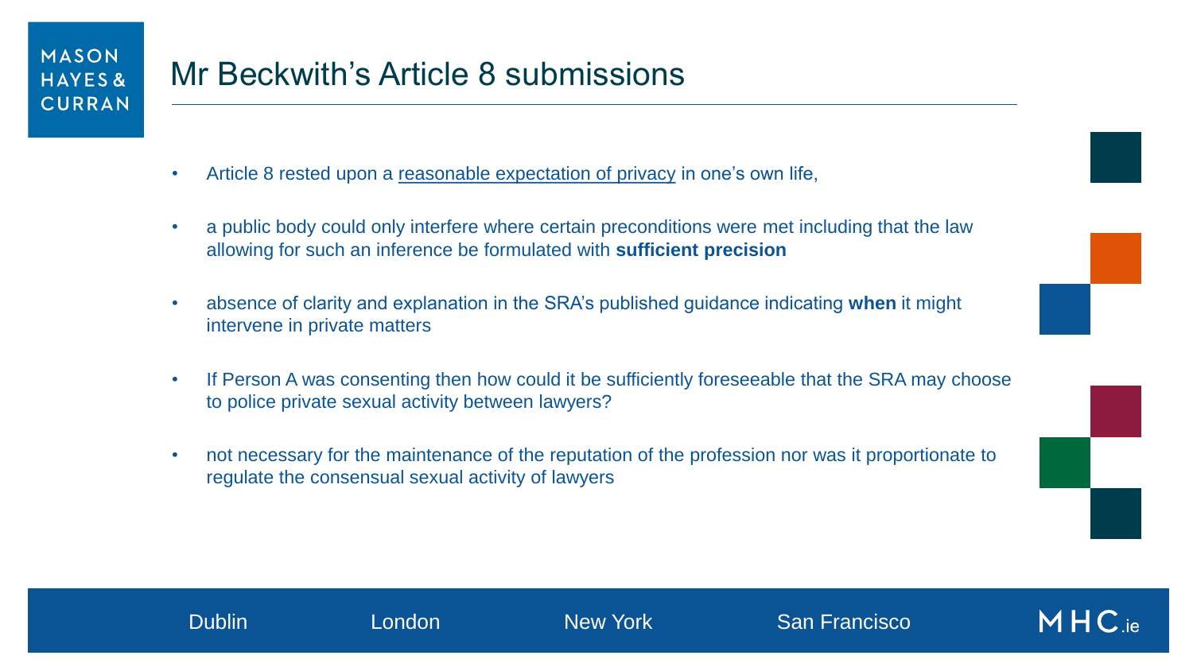# Mr Beckwith's Article 8 submissions

- Article 8 rested upon a reasonable expectation of privacy in one's own life,
- a public body could only interfere where certain preconditions were met including that the law allowing for such an inference be formulated with **sufficient precision**
- absence of clarity and explanation in the SRA's published guidance indicating **when** it might intervene in private matters
- If Person A was consenting then how could it be sufficiently foreseeable that the SRA may choose to police private sexual activity between lawyers?
- not necessary for the maintenance of the reputation of the profession nor was it proportionate to regulate the consensual sexual activity of lawyers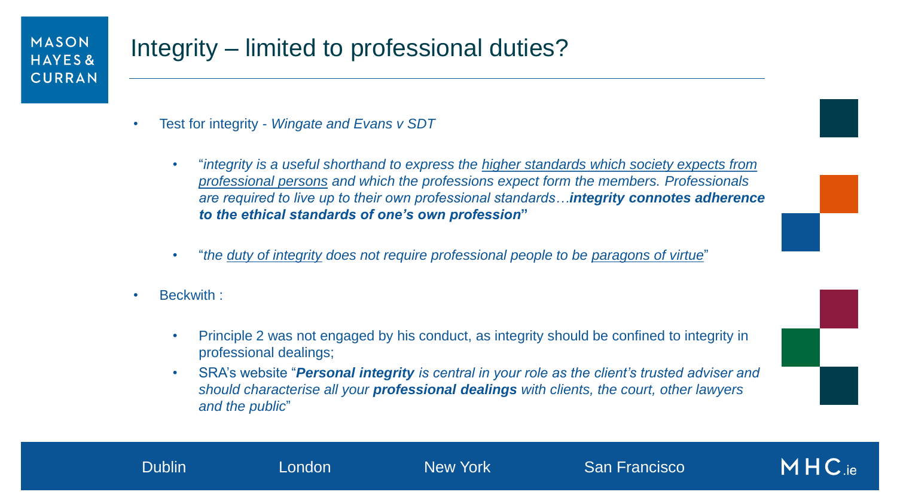# Integrity – limited to professional duties?

- Test for integrity - *Wingate and Evans v SDT*
  - "*integrity is a useful shorthand to express the higher standards which society expects from professional persons and which the professions expect form the members. Professionals are required to live up to their own professional standards…**integrity connotes adherence to the ethical standards of one's own profession***"
  - "*the duty of integrity does not require professional people to be paragons of virtue*"
- Beckwith :
  - Principle 2 was not engaged by his conduct, as integrity should be confined to integrity in professional dealings;
  - SRA's website "***Personal integrity** is central in your role as the client's trusted adviser and should characterise all your **professional dealings** with clients, the court, other lawyers and the public*"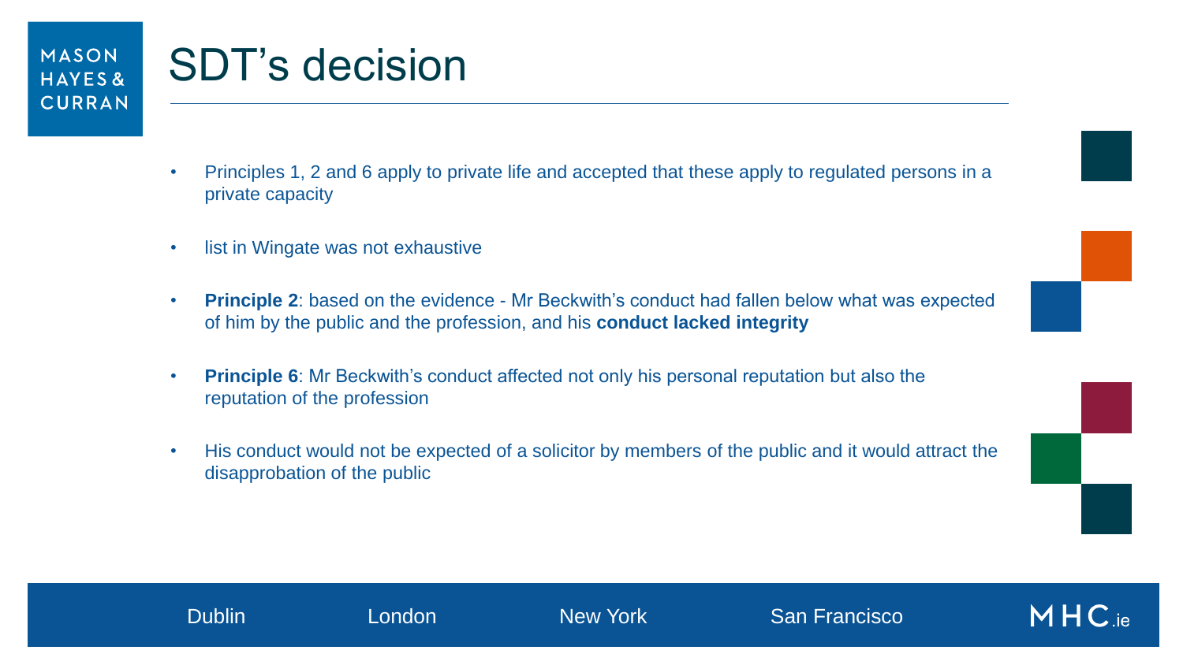# SDT's decision

- Principles 1, 2 and 6 apply to private life and accepted that these apply to regulated persons in a private capacity
- list in Wingate was not exhaustive
- **Principle 2**: based on the evidence - Mr Beckwith's conduct had fallen below what was expected of him by the public and the profession, and his **conduct lacked integrity**
- **Principle 6**: Mr Beckwith's conduct affected not only his personal reputation but also the reputation of the profession
- His conduct would not be expected of a solicitor by members of the public and it would attract the disapprobation of the public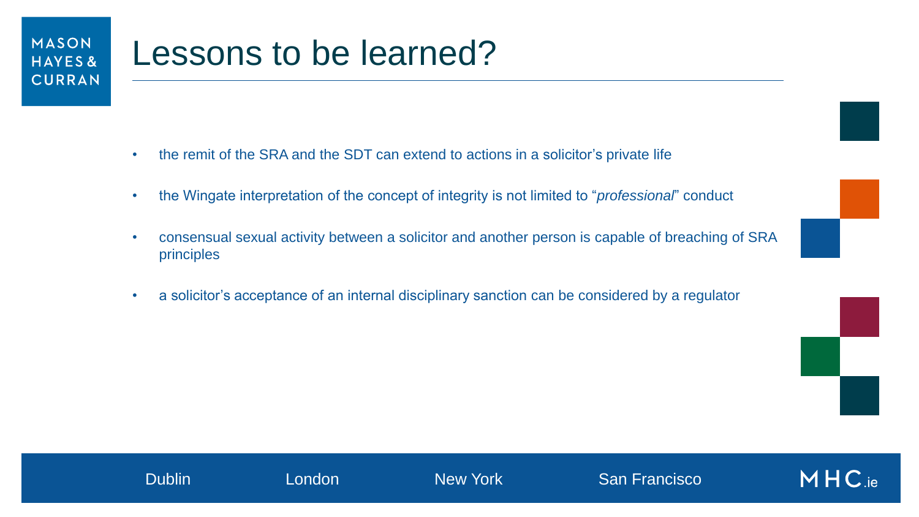# Lessons to be learned?

- the remit of the SRA and the SDT can extend to actions in a solicitor's private life
- the Wingate interpretation of the concept of integrity is not limited to "*professional*" conduct
- consensual sexual activity between a solicitor and another person is capable of breaching of SRA principles
- a solicitor's acceptance of an internal disciplinary sanction can be considered by a regulator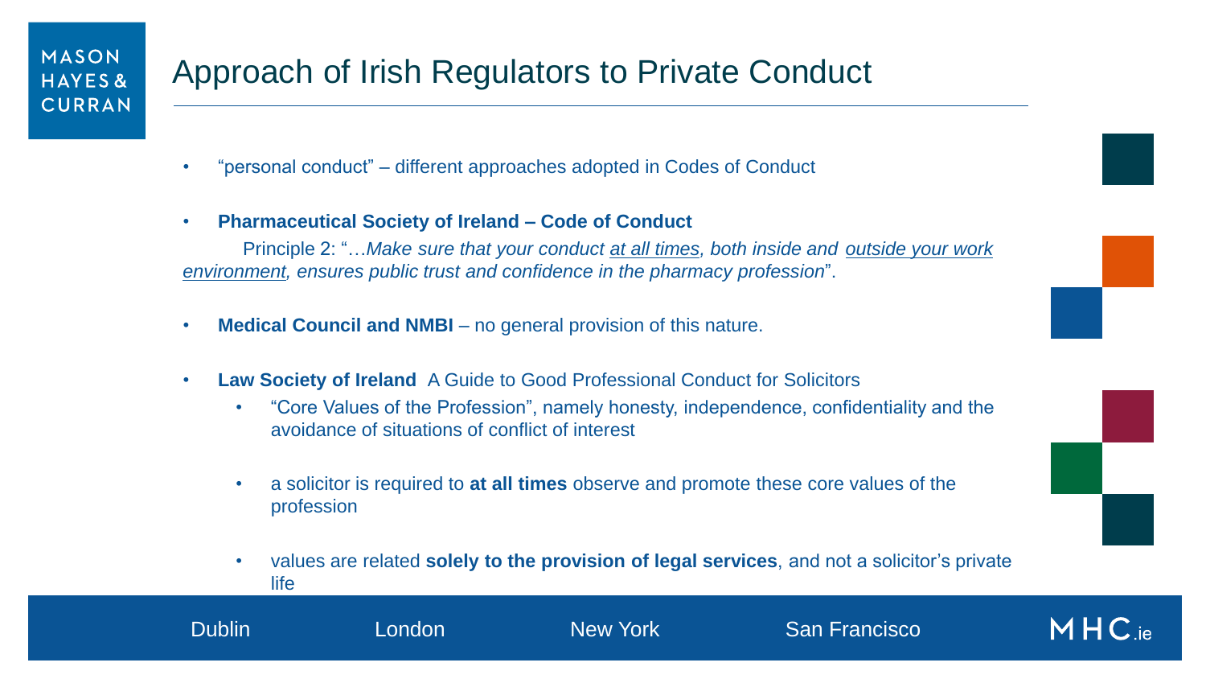# Approach of Irish Regulators to Private Conduct

- "personal conduct" – different approaches adopted in Codes of Conduct

- **Pharmaceutical Society of Ireland – Code of Conduct**

  Principle 2: "…*Make sure that your conduct at all times, both inside and outside your work environment, ensures public trust and confidence in the pharmacy profession*".

- **Medical Council and NMBI** – no general provision of this nature.

- **Law Society of Ireland** A Guide to Good Professional Conduct for Solicitors
  - "Core Values of the Profession", namely honesty, independence, confidentiality and the avoidance of situations of conflict of interest
  - a solicitor is required to **at all times** observe and promote these core values of the profession
  - values are related **solely to the provision of legal services**, and not a solicitor's private life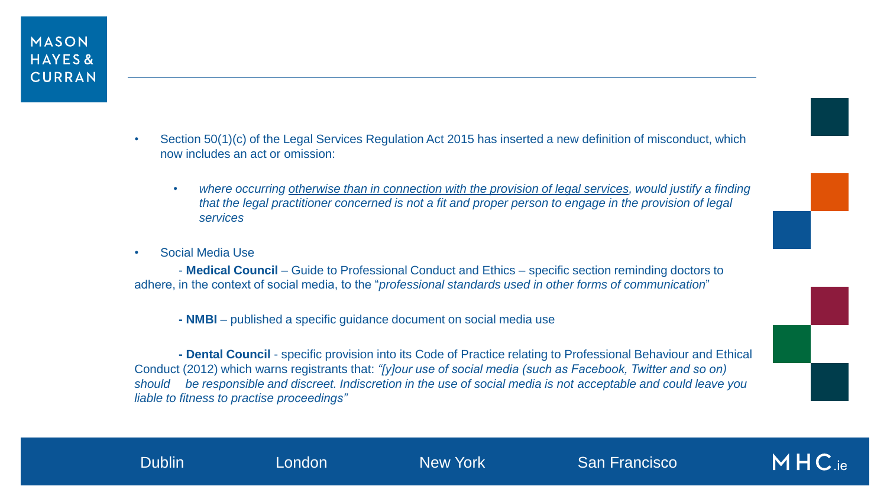- Section 50(1)(c) of the Legal Services Regulation Act 2015 has inserted a new definition of misconduct, which now includes an act or omission:

    - *where occurring <u>otherwise than in connection with the provision of legal services</u>, would justify a finding that the legal practitioner concerned is not a fit and proper person to engage in the provision of legal services*

- Social Media Use

    - **Medical Council** – Guide to Professional Conduct and Ethics – specific section reminding doctors to adhere, in the context of social media, to the "*professional standards used in other forms of communication*"

    - **NMBI** – published a specific guidance document on social media use

    - **Dental Council** - specific provision into its Code of Practice relating to Professional Behaviour and Ethical Conduct (2012) which warns registrants that: *"[y]our use of social media (such as Facebook, Twitter and so on) should be responsible and discreet. Indiscretion in the use of social media is not acceptable and could leave you liable to fitness to practise proceedings"*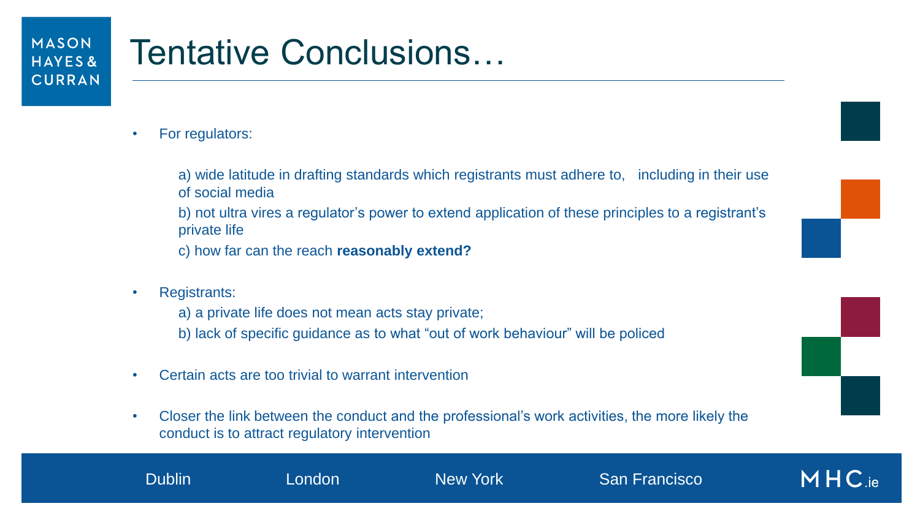# Tentative Conclusions…

- For regulators:

  a) wide latitude in drafting standards which registrants must adhere to, including in their use of social media

  b) not ultra vires a regulator's power to extend application of these principles to a registrant's private life

  c) how far can the reach **reasonably extend?**

- Registrants:

  a) a private life does not mean acts stay private;

  b) lack of specific guidance as to what "out of work behaviour" will be policed

- Certain acts are too trivial to warrant intervention

- Closer the link between the conduct and the professional's work activities, the more likely the conduct is to attract regulatory intervention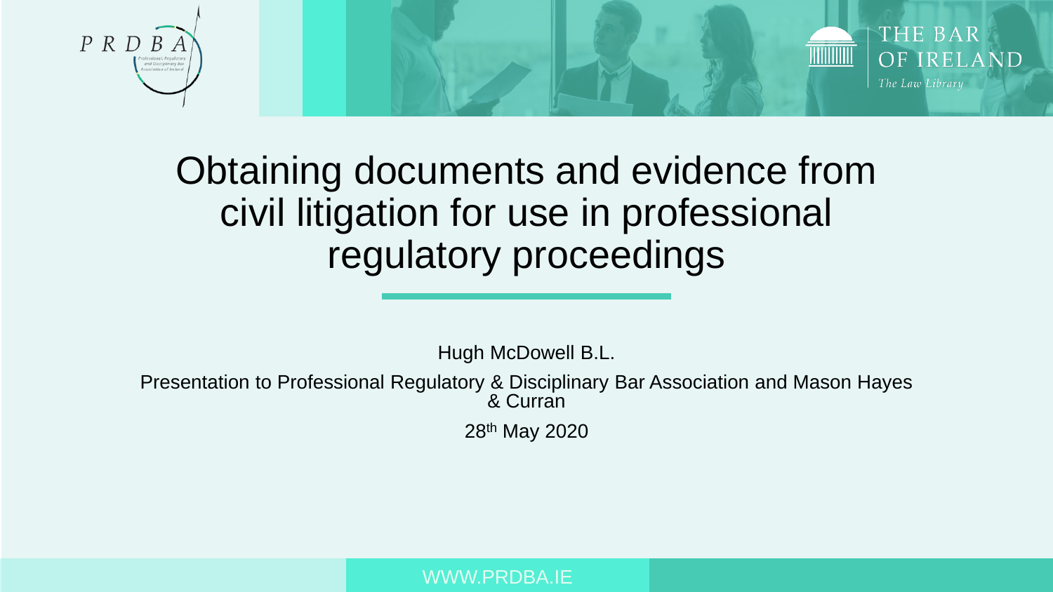# Obtaining documents and evidence from civil litigation for use in professional regulatory proceedings

Hugh McDowell B.L.

Presentation to Professional Regulatory & Disciplinary Bar Association and Mason Hayes & Curran

28th May 2020

WWW.PRDBA.IE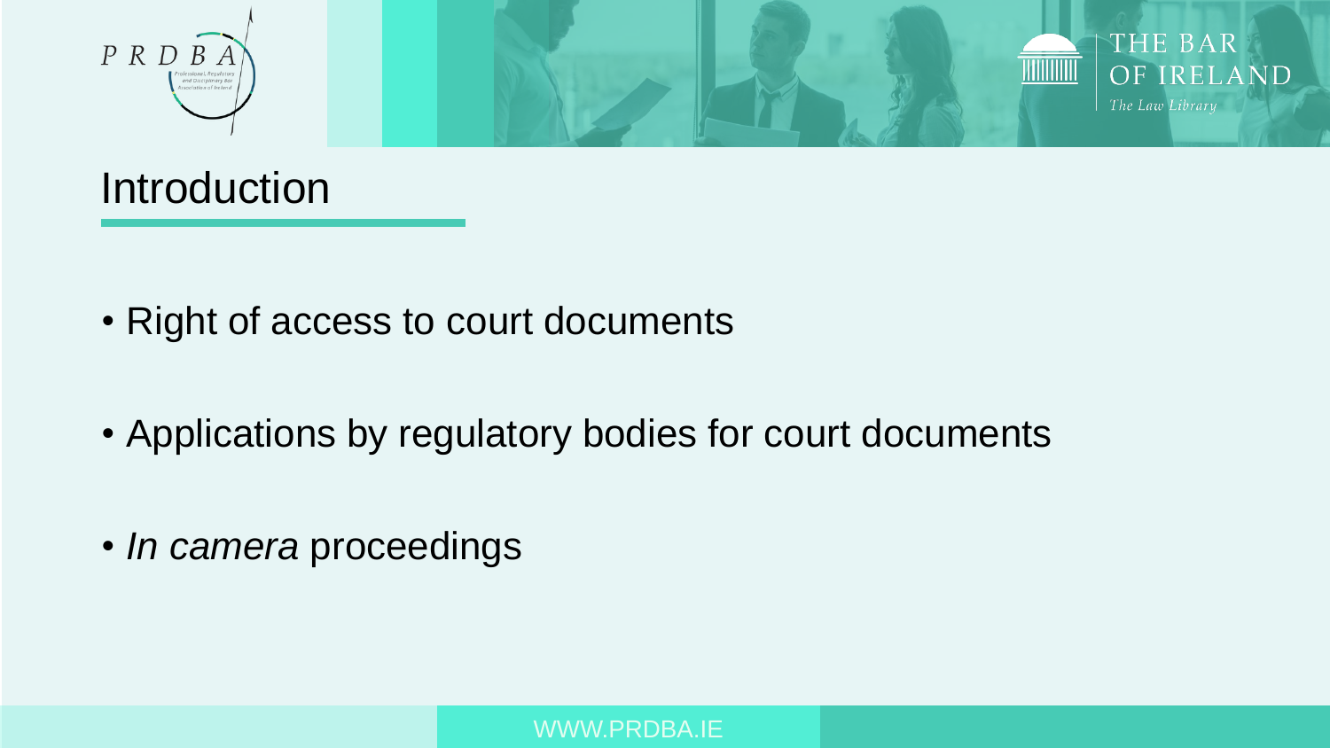# Introduction

- Right of access to court documents
- Applications by regulatory bodies for court documents
- *In camera* proceedings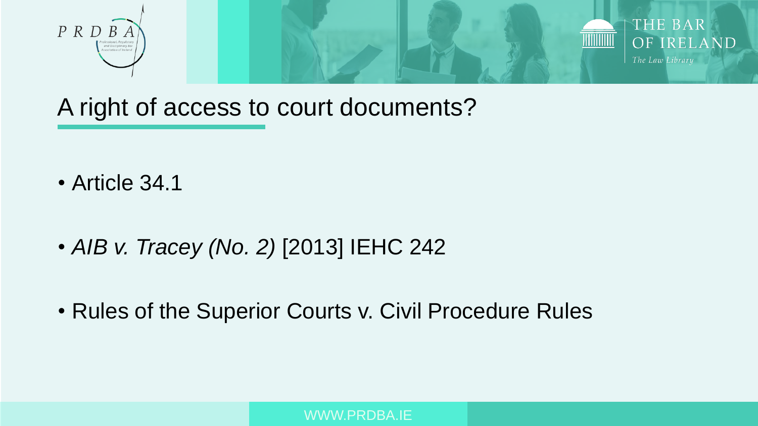# A right of access to court documents?

- Article 34.1
- *AIB v. Tracey (No. 2)* [2013] IEHC 242
- Rules of the Superior Courts v. Civil Procedure Rules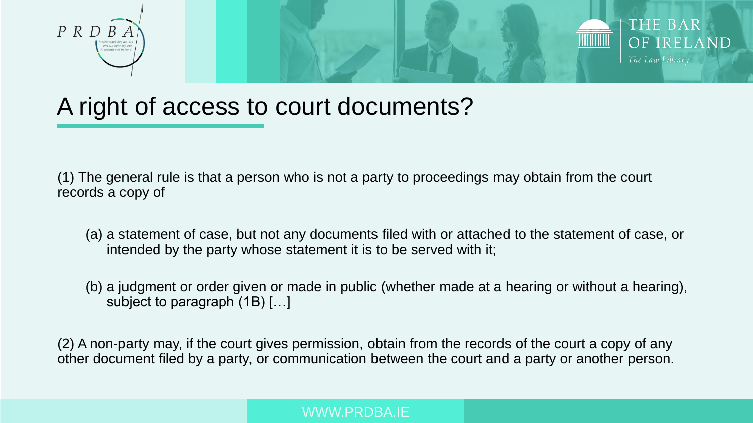# A right of access to court documents?

(1) The general rule is that a person who is not a party to proceedings may obtain from the court records a copy of

(a) a statement of case, but not any documents filed with or attached to the statement of case, or intended by the party whose statement it is to be served with it;

(b) a judgment or order given or made in public (whether made at a hearing or without a hearing), subject to paragraph (1B) […]

(2) A non-party may, if the court gives permission, obtain from the records of the court a copy of any other document filed by a party, or communication between the court and a party or another person.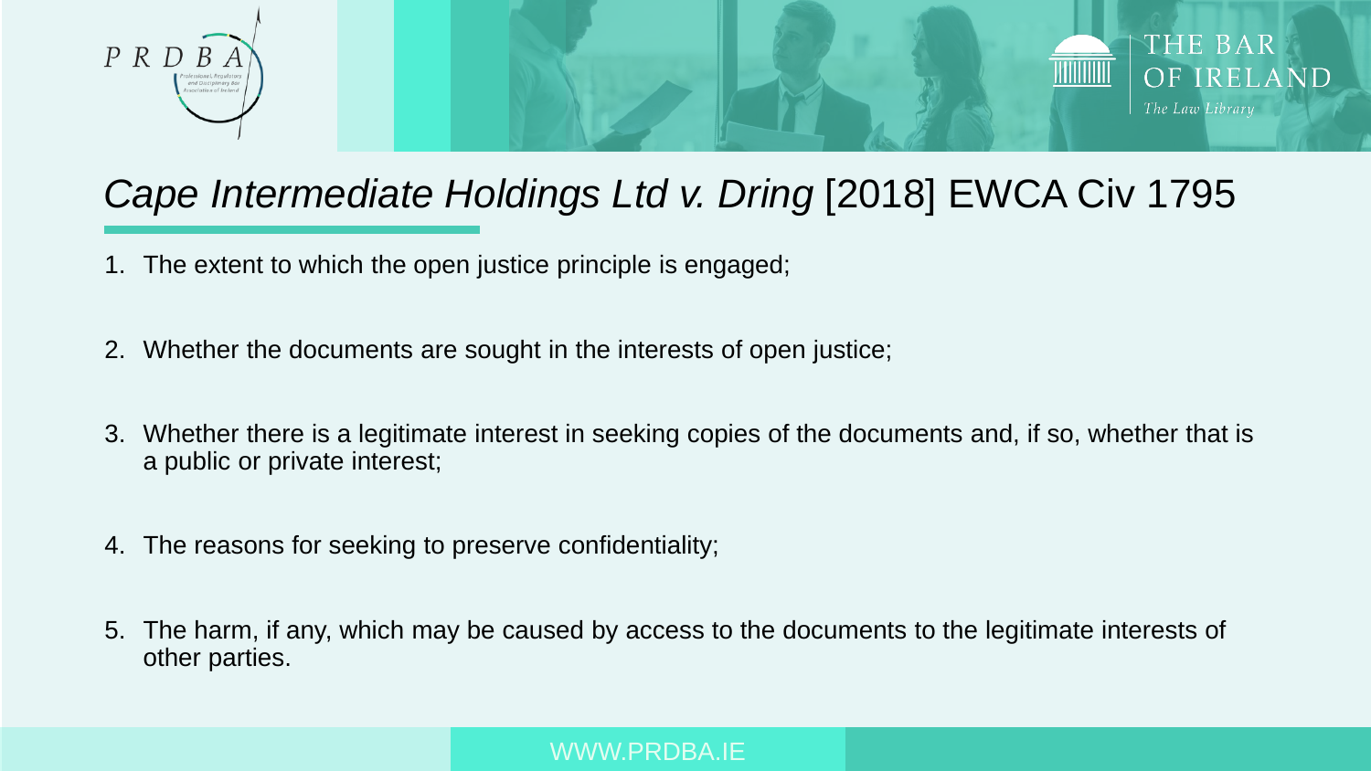# *Cape Intermediate Holdings Ltd v. Dring* [2018] EWCA Civ 1795

1. The extent to which the open justice principle is engaged;
2. Whether the documents are sought in the interests of open justice;
3. Whether there is a legitimate interest in seeking copies of the documents and, if so, whether that is a public or private interest;
4. The reasons for seeking to preserve confidentiality;
5. The harm, if any, which may be caused by access to the documents to the legitimate interests of other parties.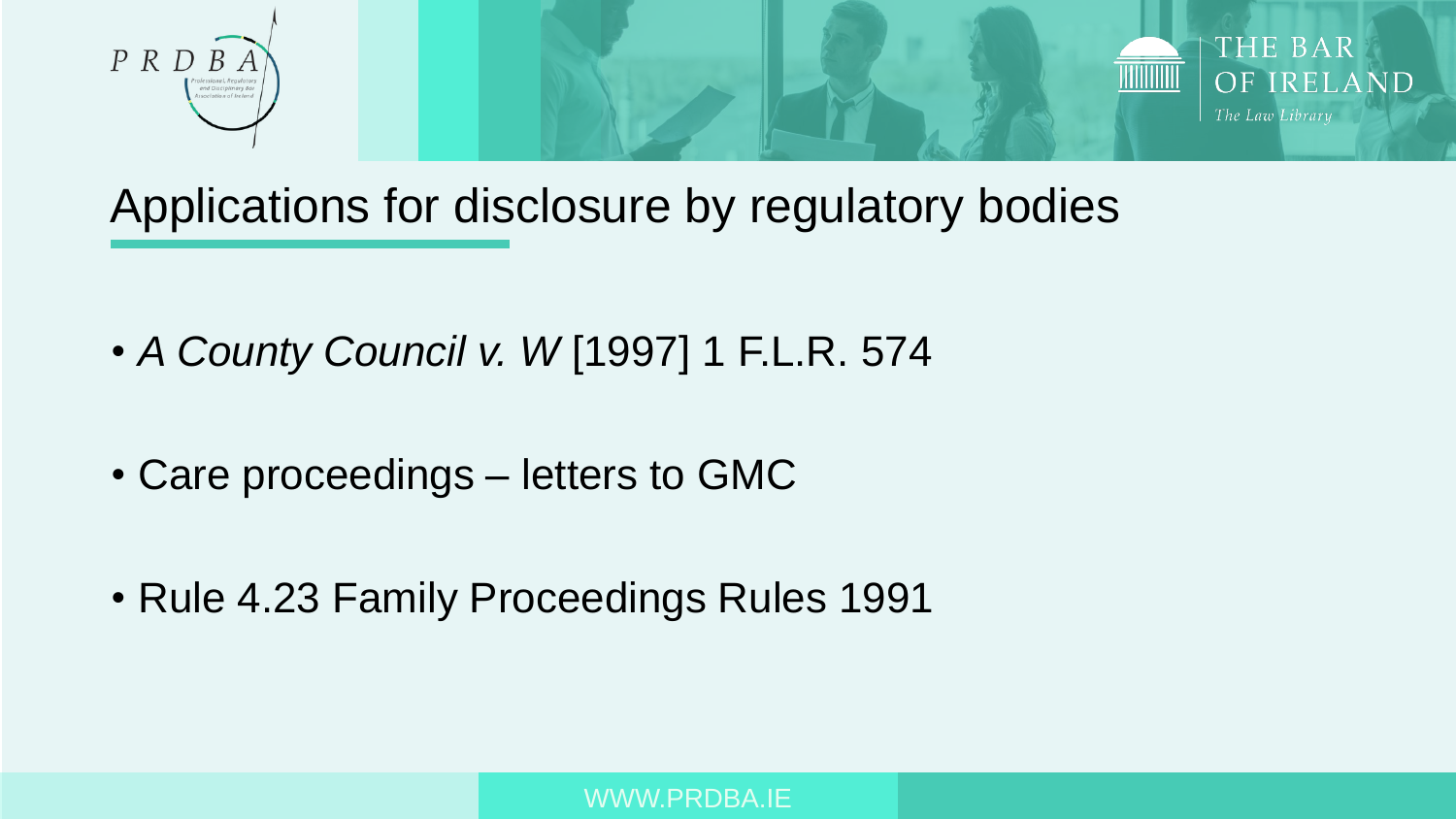# Applications for disclosure by regulatory bodies

- *A County Council v. W* [1997] 1 F.L.R. 574
- Care proceedings – letters to GMC
- Rule 4.23 Family Proceedings Rules 1991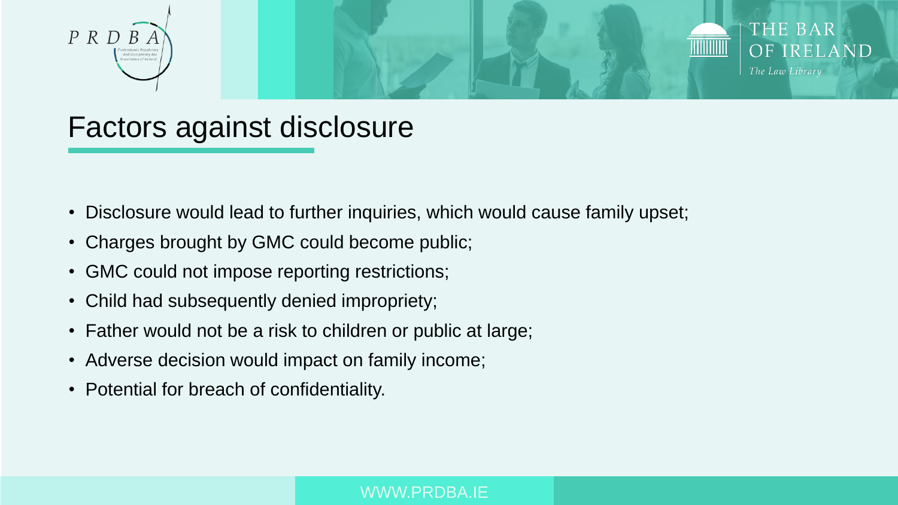# Factors against disclosure

- Disclosure would lead to further inquiries, which would cause family upset;
- Charges brought by GMC could become public;
- GMC could not impose reporting restrictions;
- Child had subsequently denied impropriety;
- Father would not be a risk to children or public at large;
- Adverse decision would impact on family income;
- Potential for breach of confidentiality.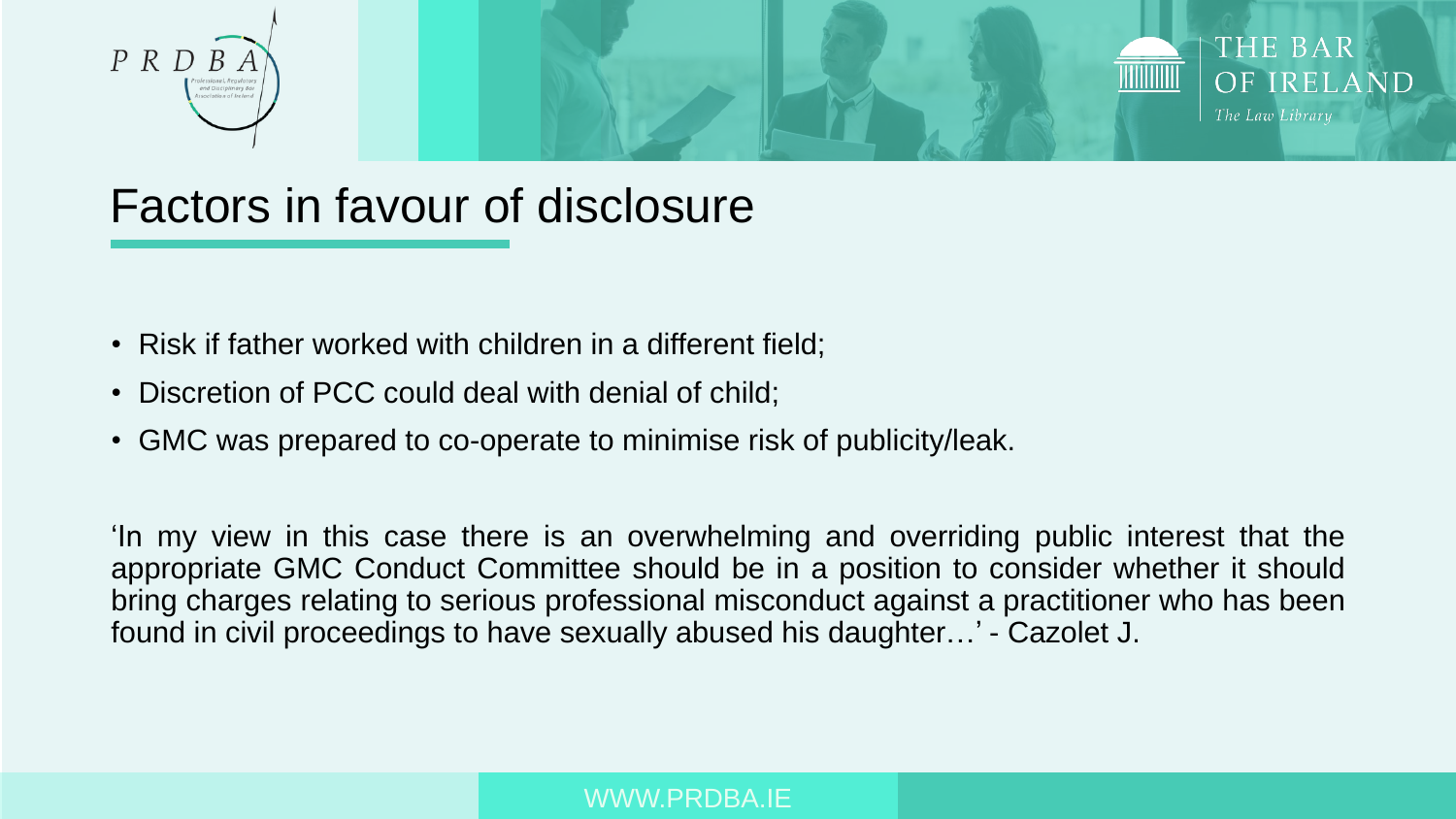# Factors in favour of disclosure

- Risk if father worked with children in a different field;
- Discretion of PCC could deal with denial of child;
- GMC was prepared to co-operate to minimise risk of publicity/leak.

'In my view in this case there is an overwhelming and overriding public interest that the appropriate GMC Conduct Committee should be in a position to consider whether it should bring charges relating to serious professional misconduct against a practitioner who has been found in civil proceedings to have sexually abused his daughter…' - Cazolet J.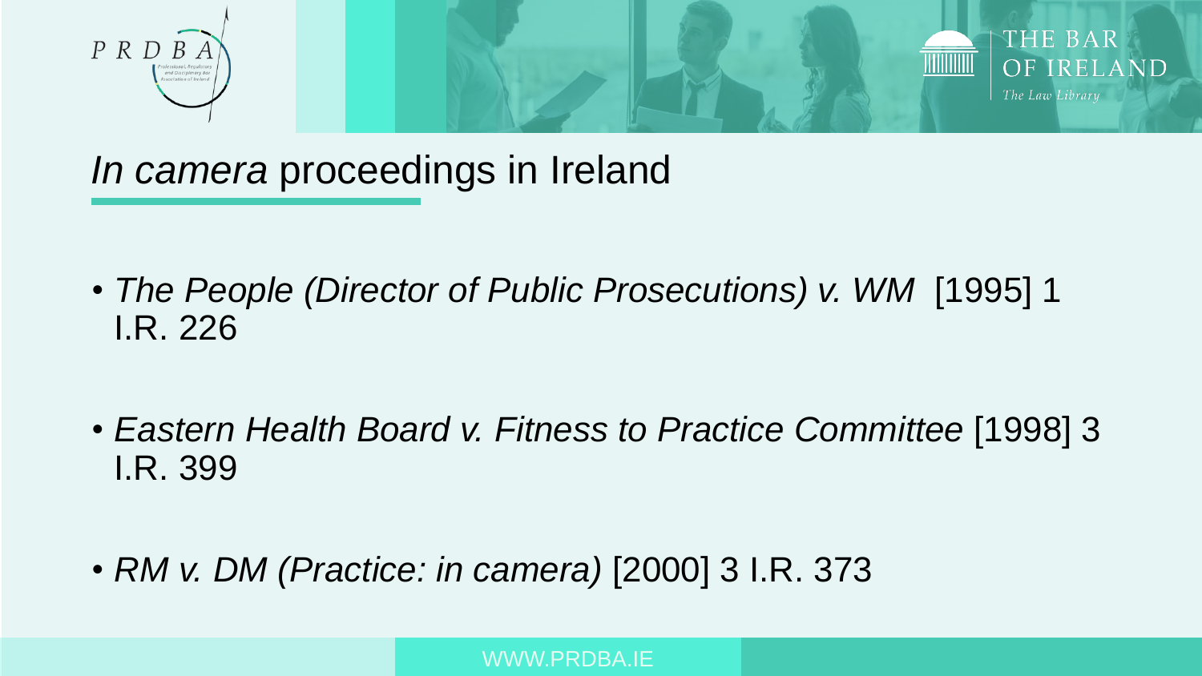# *In camera* proceedings in Ireland

- *The People (Director of Public Prosecutions) v. WM* [1995] 1 I.R. 226
- *Eastern Health Board v. Fitness to Practice Committee* [1998] 3 I.R. 399
- *RM v. DM (Practice: in camera)* [2000] 3 I.R. 373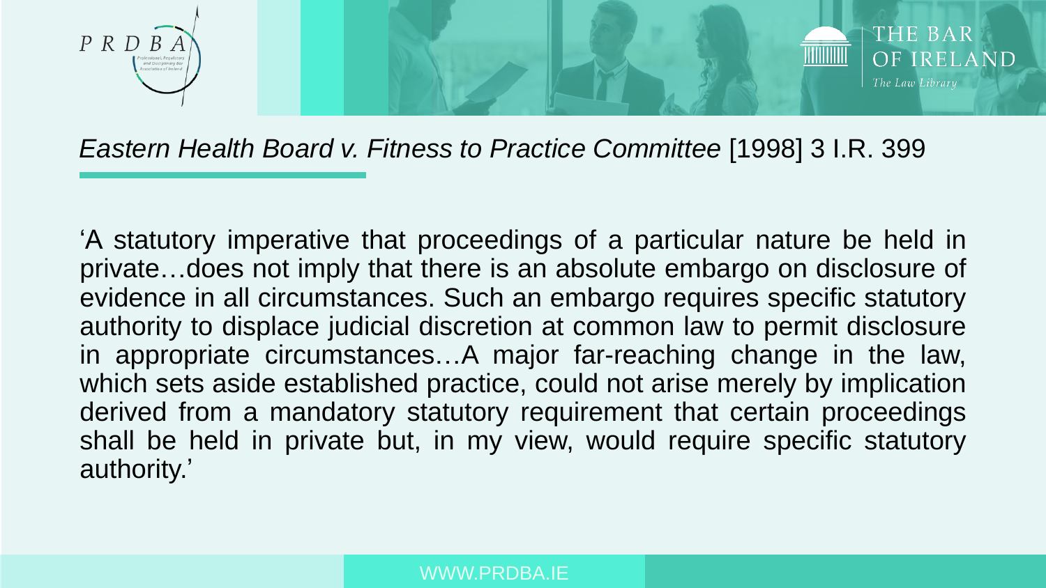## *Eastern Health Board v. Fitness to Practice Committee* [1998] 3 I.R. 399

'A statutory imperative that proceedings of a particular nature be held in private…does not imply that there is an absolute embargo on disclosure of evidence in all circumstances. Such an embargo requires specific statutory authority to displace judicial discretion at common law to permit disclosure in appropriate circumstances…A major far-reaching change in the law, which sets aside established practice, could not arise merely by implication derived from a mandatory statutory requirement that certain proceedings shall be held in private but, in my view, would require specific statutory authority.'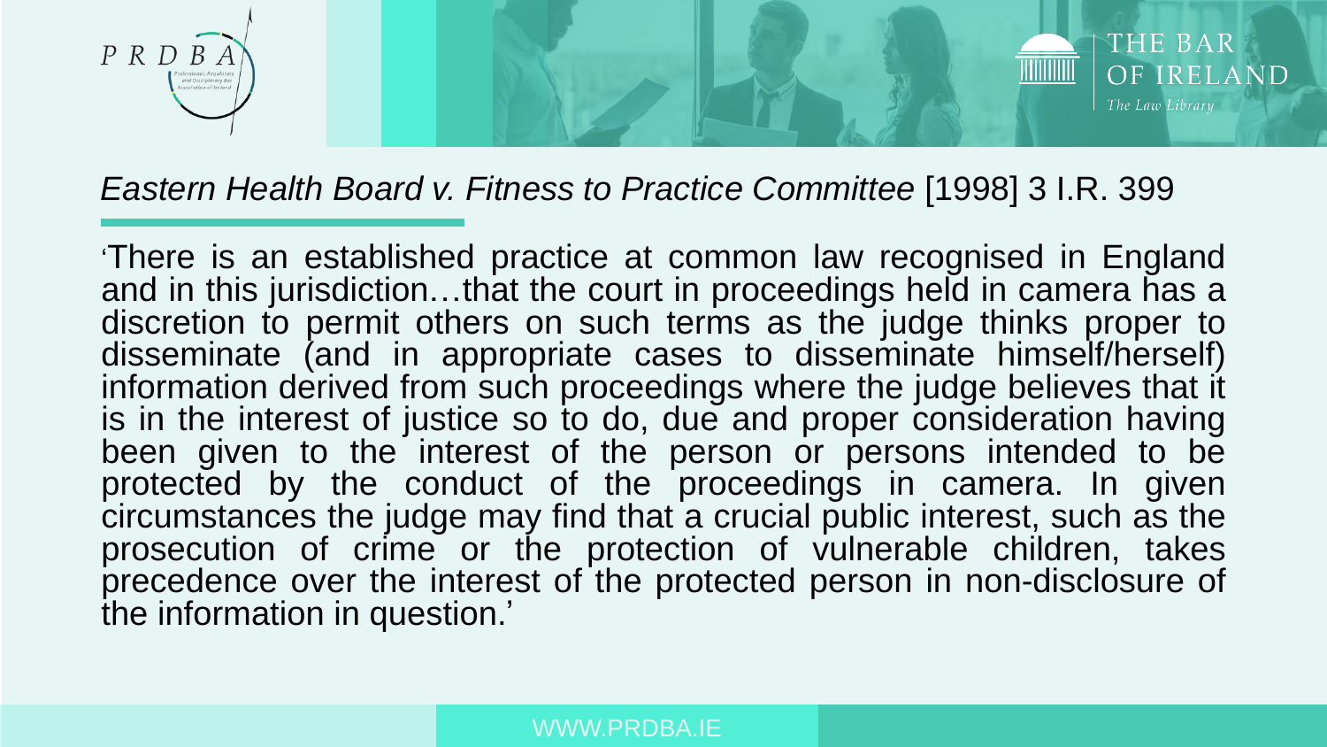## *Eastern Health Board v. Fitness to Practice Committee* [1998] 3 I.R. 399

'There is an established practice at common law recognised in England and in this jurisdiction…that the court in proceedings held in camera has a discretion to permit others on such terms as the judge thinks proper to disseminate (and in appropriate cases to disseminate himself/herself) information derived from such proceedings where the judge believes that it is in the interest of justice so to do, due and proper consideration having been given to the interest of the person or persons intended to be protected by the conduct of the proceedings in camera. In given circumstances the judge may find that a crucial public interest, such as the prosecution of crime or the protection of vulnerable children, takes precedence over the interest of the protected person in non-disclosure of the information in question.'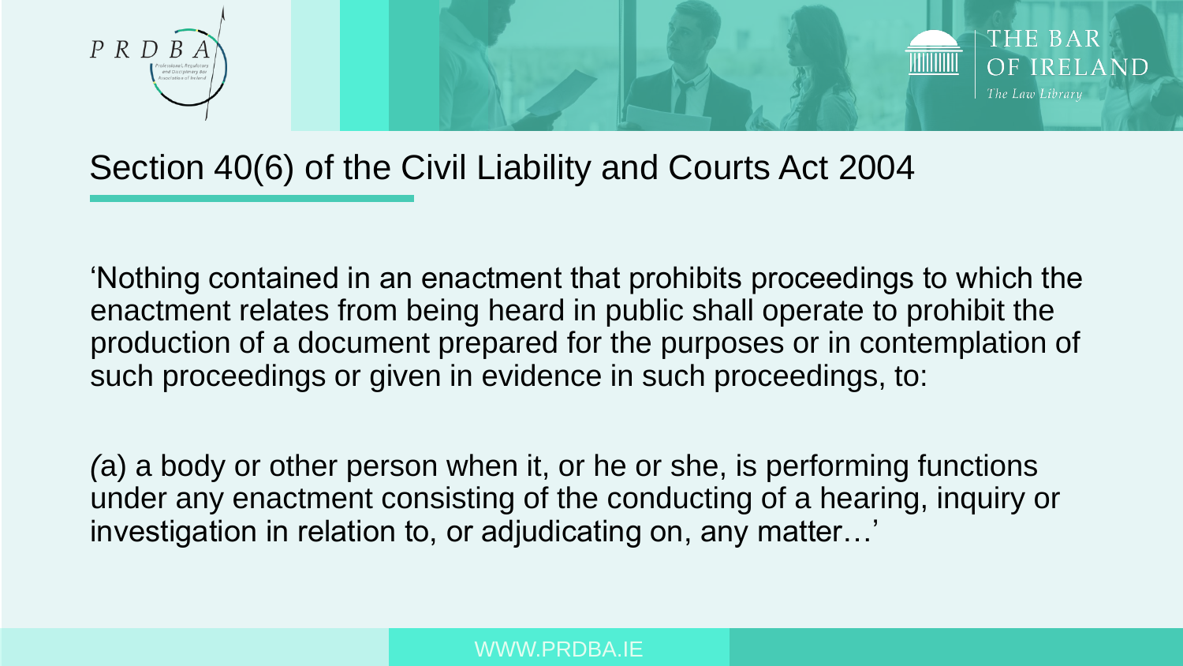## Section 40(6) of the Civil Liability and Courts Act 2004

'Nothing contained in an enactment that prohibits proceedings to which the enactment relates from being heard in public shall operate to prohibit the production of a document prepared for the purposes or in contemplation of such proceedings or given in evidence in such proceedings, to:

*(*a) a body or other person when it, or he or she, is performing functions under any enactment consisting of the conducting of a hearing, inquiry or investigation in relation to, or adjudicating on, any matter…'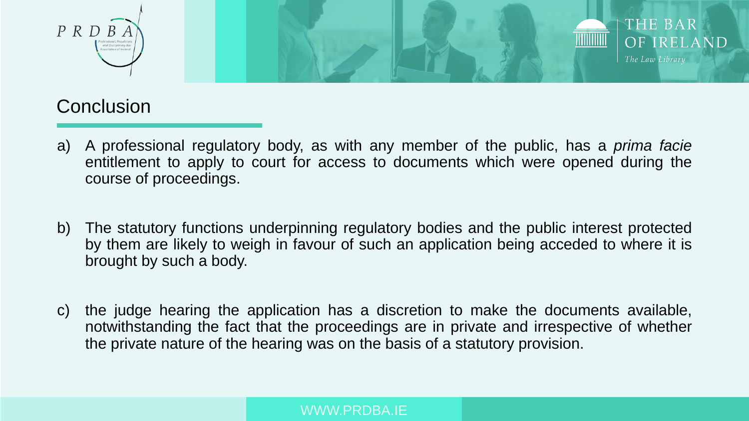## Conclusion

a) A professional regulatory body, as with any member of the public, has a *prima facie* entitlement to apply to court for access to documents which were opened during the course of proceedings.

b) The statutory functions underpinning regulatory bodies and the public interest protected by them are likely to weigh in favour of such an application being acceded to where it is brought by such a body.

c) the judge hearing the application has a discretion to make the documents available, notwithstanding the fact that the proceedings are in private and irrespective of whether the private nature of the hearing was on the basis of a statutory provision.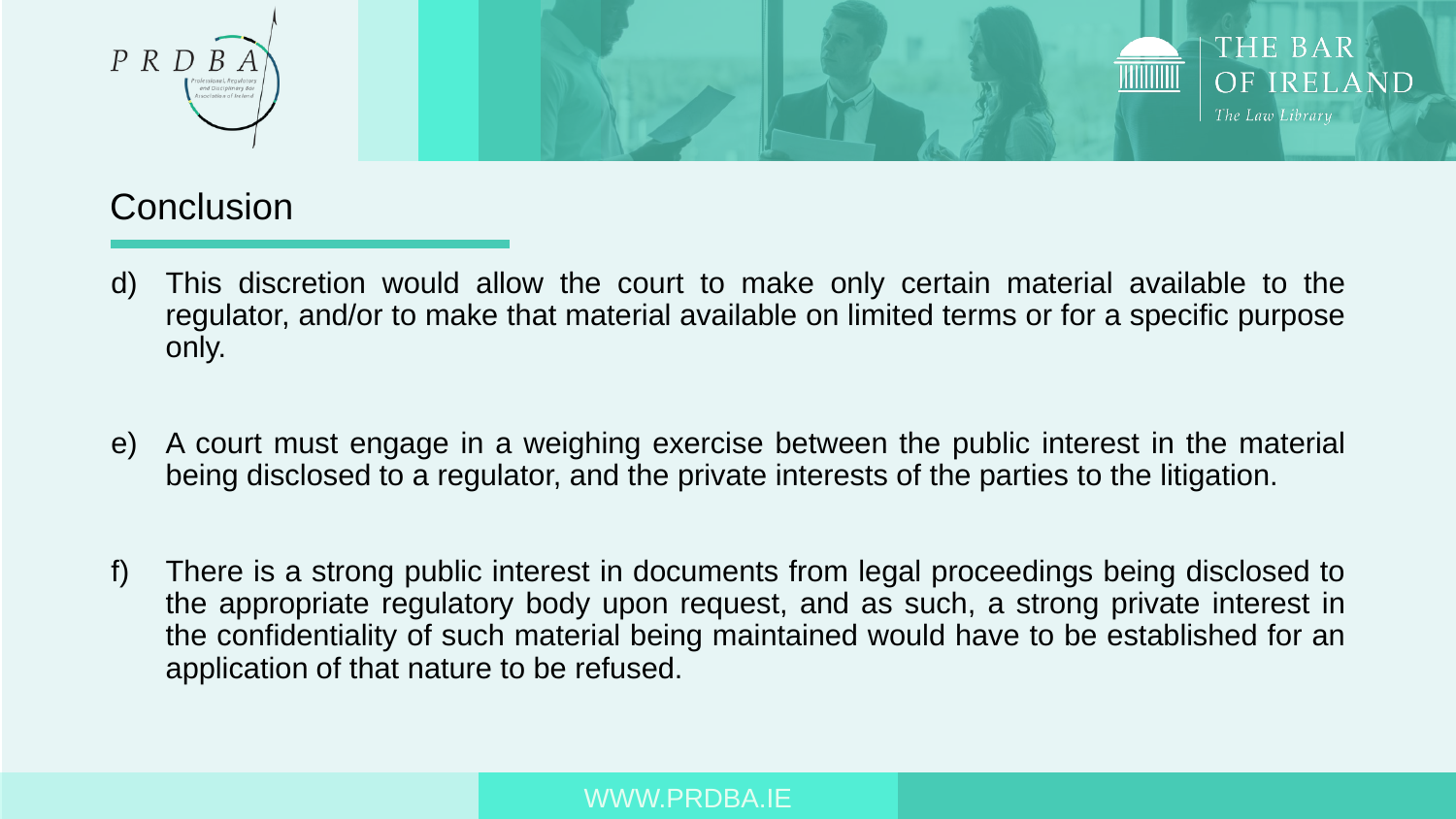## Conclusion

d) This discretion would allow the court to make only certain material available to the regulator, and/or to make that material available on limited terms or for a specific purpose only.

e) A court must engage in a weighing exercise between the public interest in the material being disclosed to a regulator, and the private interests of the parties to the litigation.

f) There is a strong public interest in documents from legal proceedings being disclosed to the appropriate regulatory body upon request, and as such, a strong private interest in the confidentiality of such material being maintained would have to be established for an application of that nature to be refused.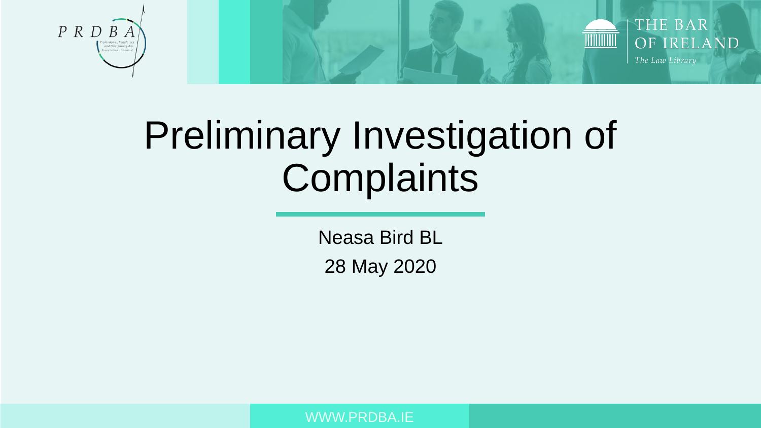# Preliminary Investigation of Complaints

Neasa Bird BL

28 May 2020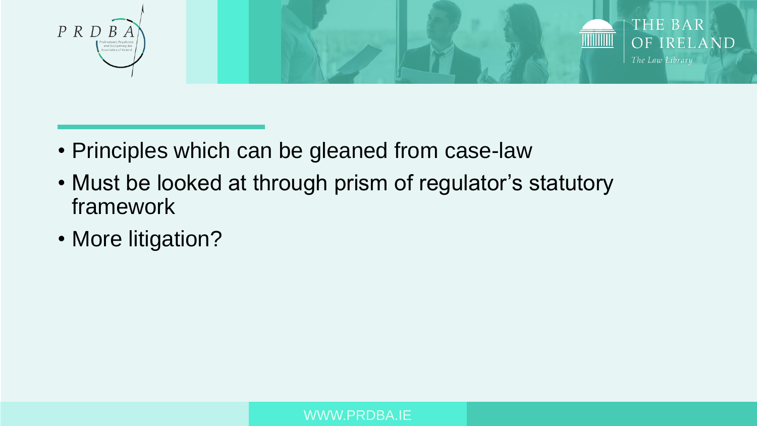- Principles which can be gleaned from case-law
- Must be looked at through prism of regulator's statutory framework
- More litigation?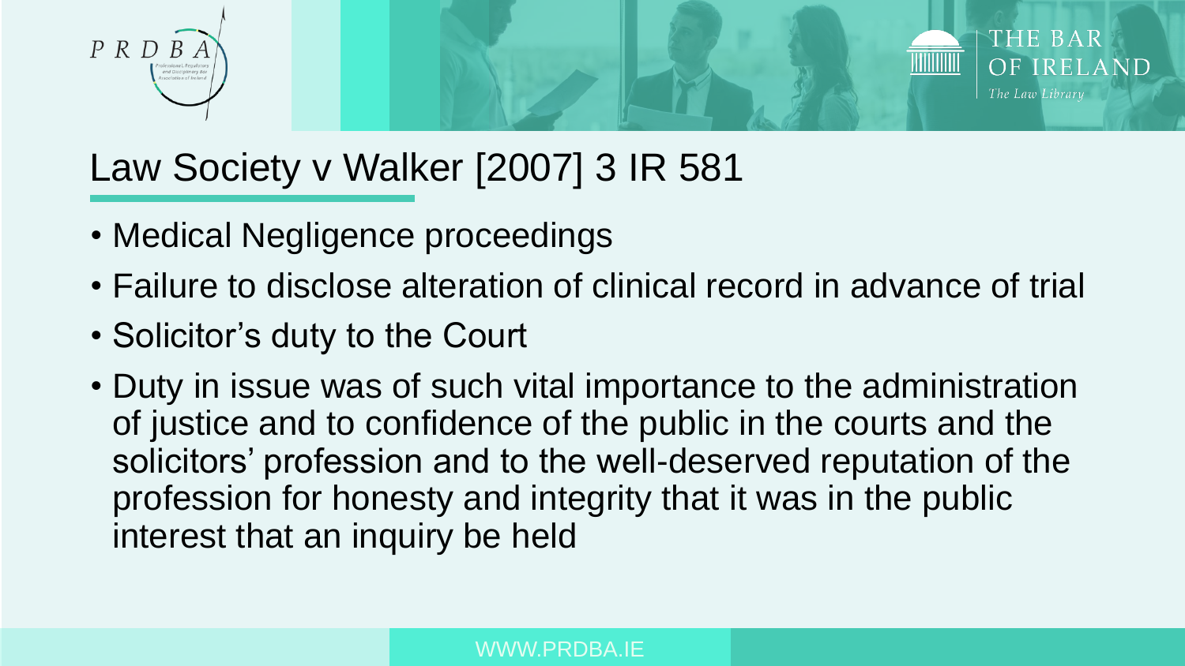# Law Society v Walker [2007] 3 IR 581

- Medical Negligence proceedings
- Failure to disclose alteration of clinical record in advance of trial
- Solicitor's duty to the Court
- Duty in issue was of such vital importance to the administration of justice and to confidence of the public in the courts and the solicitors' profession and to the well-deserved reputation of the profession for honesty and integrity that it was in the public interest that an inquiry be held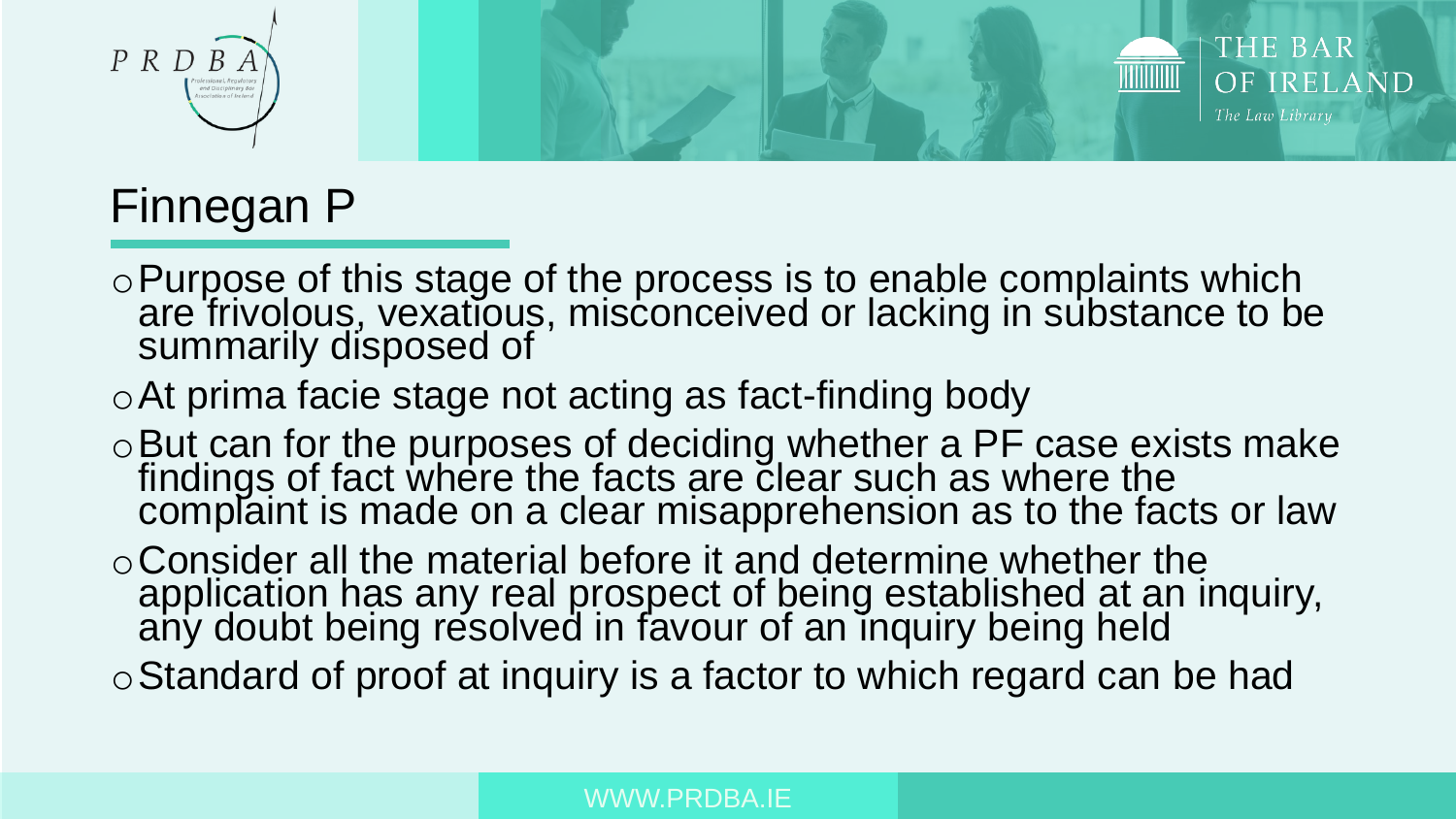# Finnegan P

- Purpose of this stage of the process is to enable complaints which are frivolous, vexatious, misconceived or lacking in substance to be summarily disposed of
- At prima facie stage not acting as fact-finding body
- But can for the purposes of deciding whether a PF case exists make findings of fact where the facts are clear such as where the complaint is made on a clear misapprehension as to the facts or law
- Consider all the material before it and determine whether the application has any real prospect of being established at an inquiry, any doubt being resolved in favour of an inquiry being held
- Standard of proof at inquiry is a factor to which regard can be had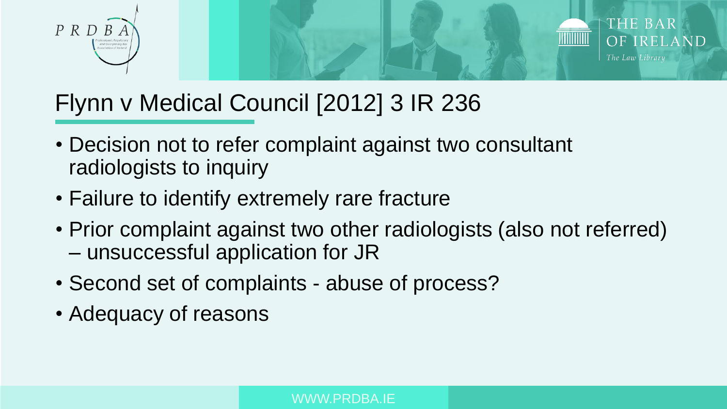# Flynn v Medical Council [2012] 3 IR 236

- Decision not to refer complaint against two consultant radiologists to inquiry
- Failure to identify extremely rare fracture
- Prior complaint against two other radiologists (also not referred) – unsuccessful application for JR
- Second set of complaints - abuse of process?
- Adequacy of reasons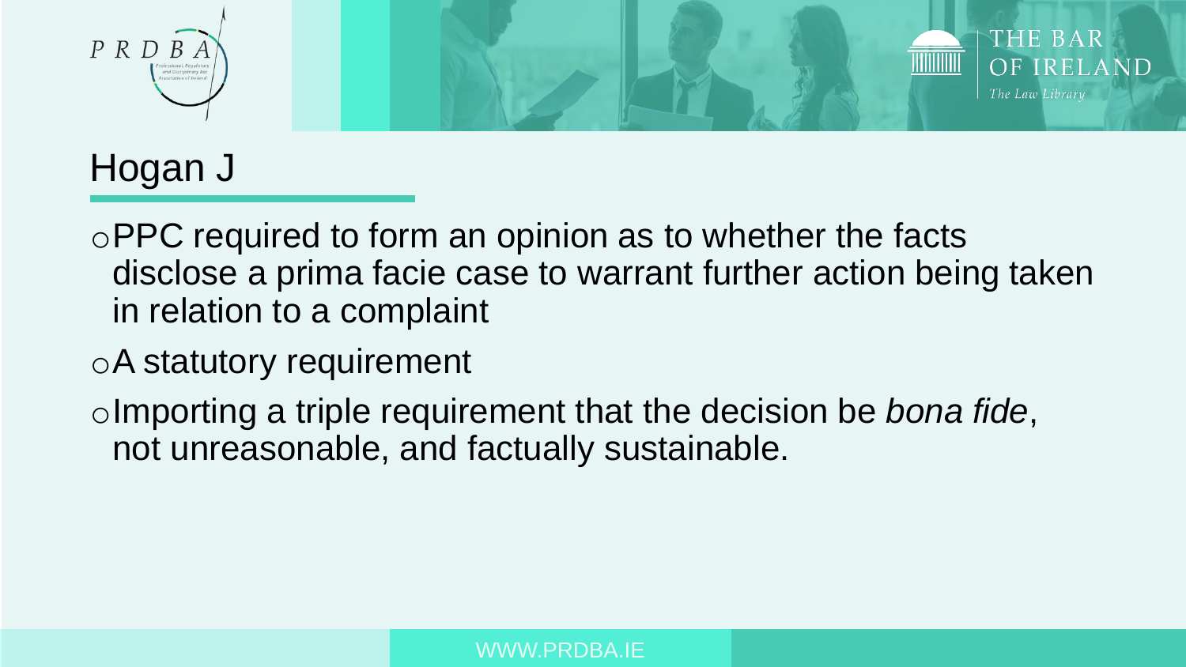# Hogan J

- PPC required to form an opinion as to whether the facts disclose a prima facie case to warrant further action being taken in relation to a complaint
- A statutory requirement
- Importing a triple requirement that the decision be *bona fide*, not unreasonable, and factually sustainable.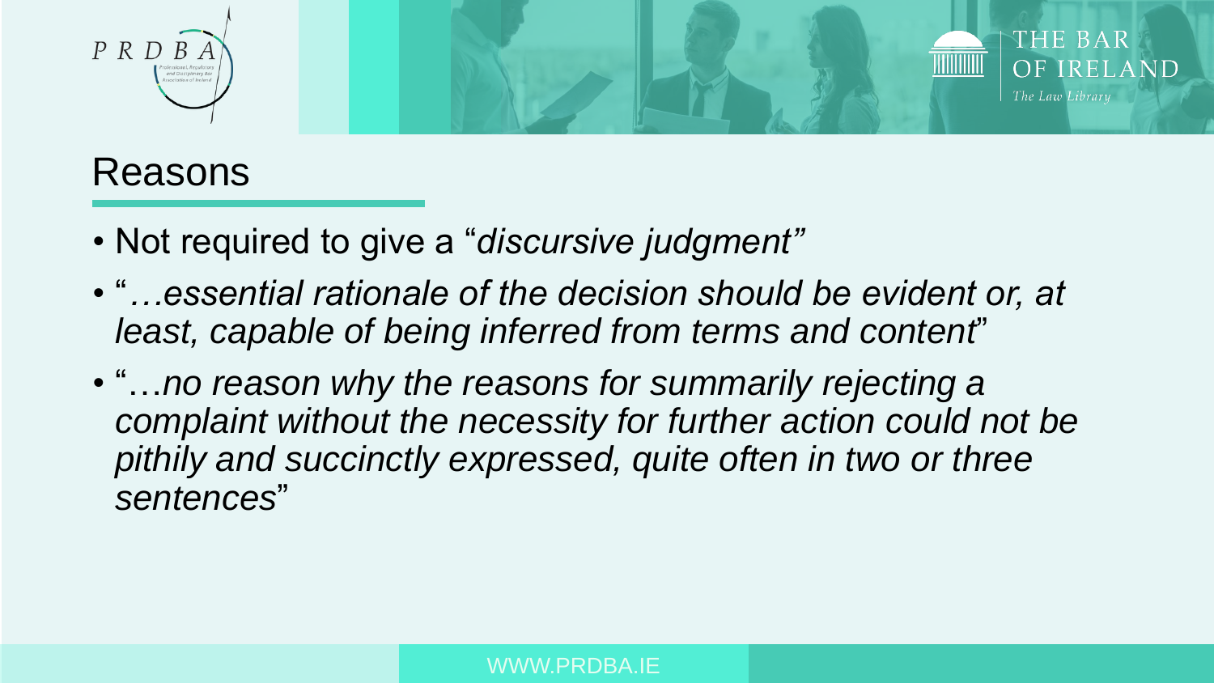# Reasons

- Not required to give a "*discursive judgment"*
- "*…essential rationale of the decision should be evident or, at least, capable of being inferred from terms and content*"
- "…*no reason why the reasons for summarily rejecting a complaint without the necessity for further action could not be pithily and succinctly expressed, quite often in two or three sentences*"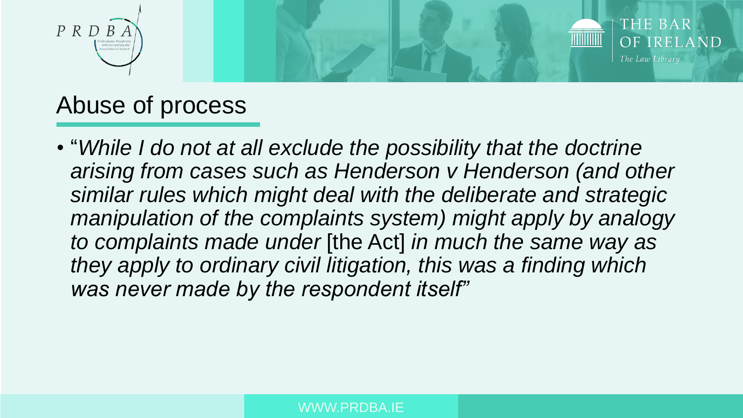## Abuse of process

- "*While I do not at all exclude the possibility that the doctrine arising from cases such as Henderson v Henderson (and other similar rules which might deal with the deliberate and strategic manipulation of the complaints system) might apply by analogy to complaints made under* [the Act] *in much the same way as they apply to ordinary civil litigation, this was a finding which was never made by the respondent itself*"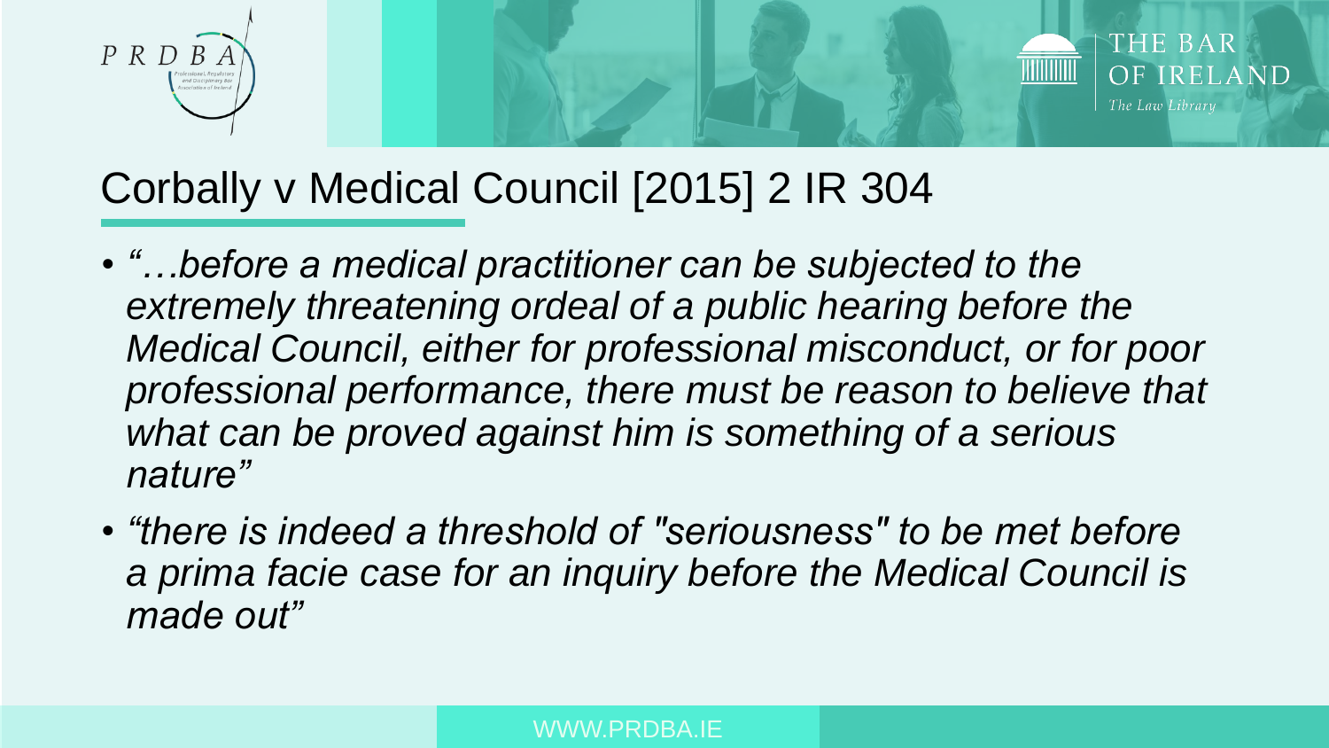# Corbally v Medical Council [2015] 2 IR 304

- *"…before a medical practitioner can be subjected to the extremely threatening ordeal of a public hearing before the Medical Council, either for professional misconduct, or for poor professional performance, there must be reason to believe that what can be proved against him is something of a serious nature"*
- *"there is indeed a threshold of "seriousness" to be met before a prima facie case for an inquiry before the Medical Council is made out"*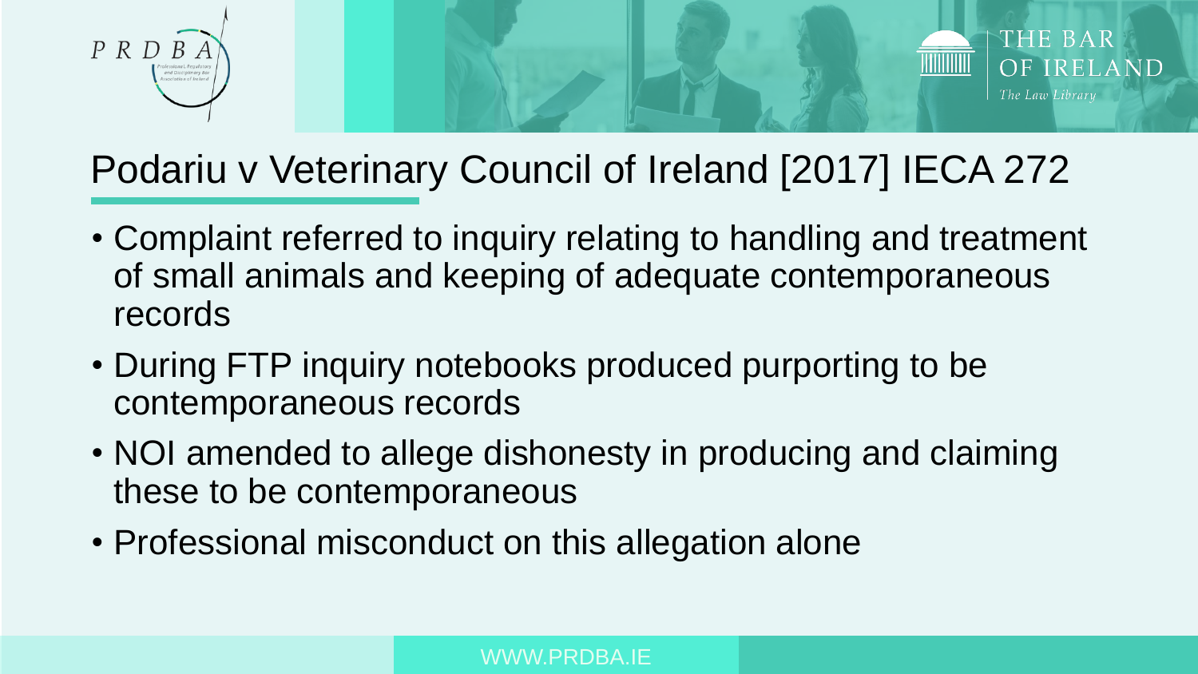# Podariu v Veterinary Council of Ireland [2017] IECA 272

- Complaint referred to inquiry relating to handling and treatment of small animals and keeping of adequate contemporaneous records
- During FTP inquiry notebooks produced purporting to be contemporaneous records
- NOI amended to allege dishonesty in producing and claiming these to be contemporaneous
- Professional misconduct on this allegation alone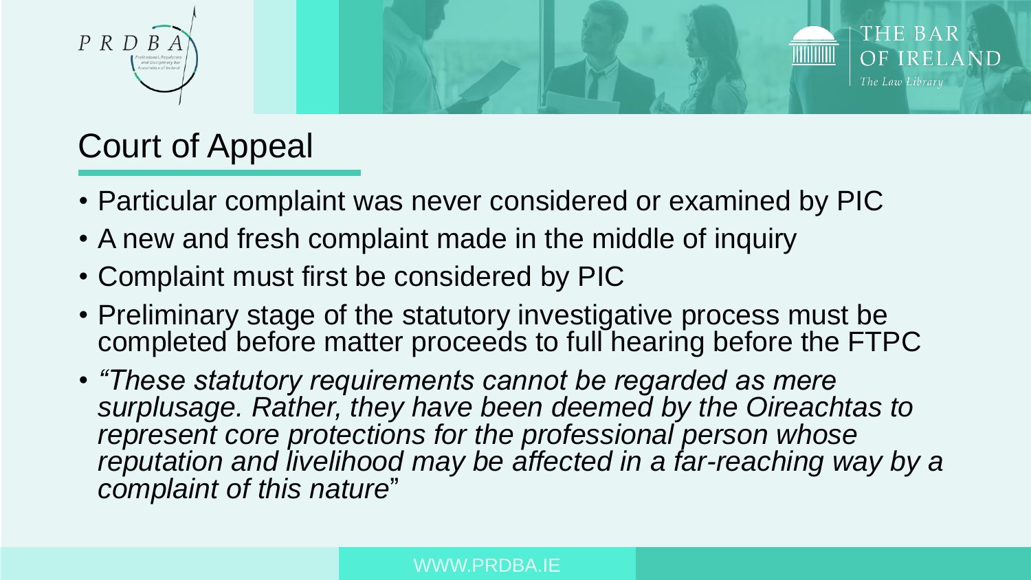# Court of Appeal

- Particular complaint was never considered or examined by PIC
- A new and fresh complaint made in the middle of inquiry
- Complaint must first be considered by PIC
- Preliminary stage of the statutory investigative process must be completed before matter proceeds to full hearing before the FTPC
- *"These statutory requirements cannot be regarded as mere surplusage. Rather, they have been deemed by the Oireachtas to represent core protections for the professional person whose reputation and livelihood may be affected in a far-reaching way by a complaint of this nature*"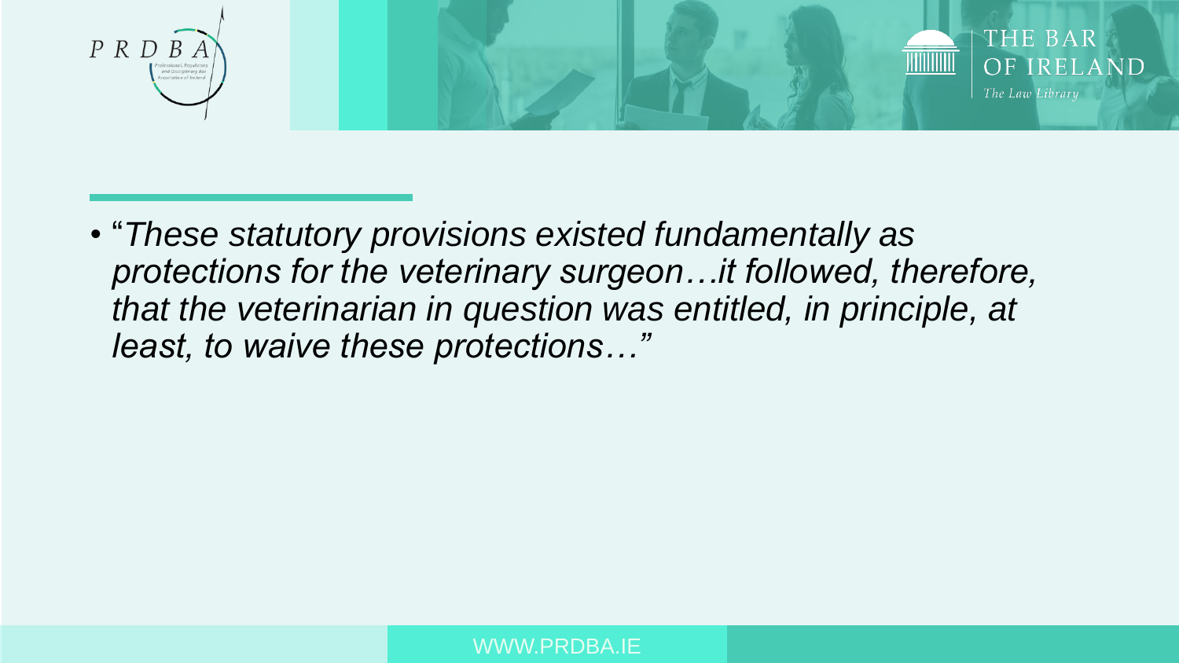- "*These statutory provisions existed fundamentally as protections for the veterinary surgeon…it followed, therefore, that the veterinarian in question was entitled, in principle, at least, to waive these protections…*"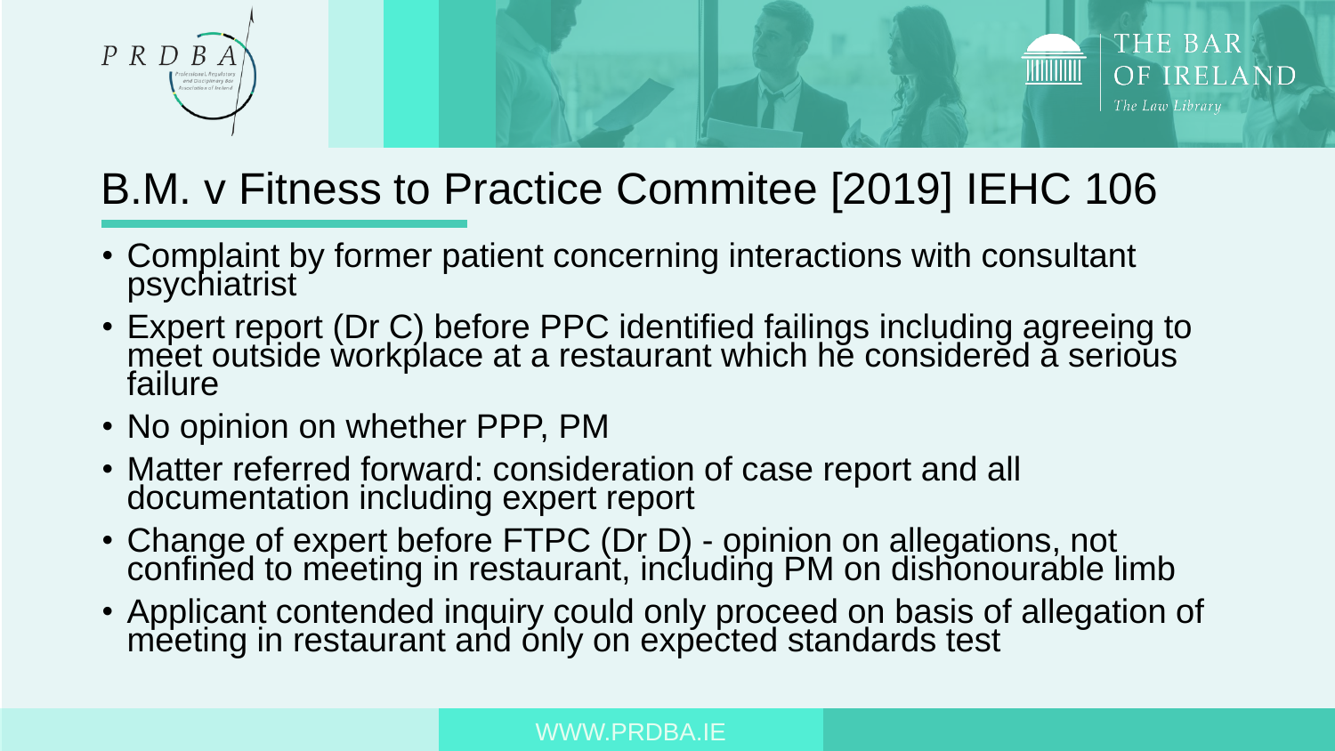# B.M. v Fitness to Practice Commitee [2019] IEHC 106

- Complaint by former patient concerning interactions with consultant psychiatrist
- Expert report (Dr C) before PPC identified failings including agreeing to meet outside workplace at a restaurant which he considered a serious failure
- No opinion on whether PPP, PM
- Matter referred forward: consideration of case report and all documentation including expert report
- Change of expert before FTPC (Dr D) - opinion on allegations, not confined to meeting in restaurant, including PM on dishonourable limb
- Applicant contended inquiry could only proceed on basis of allegation of meeting in restaurant and only on expected standards test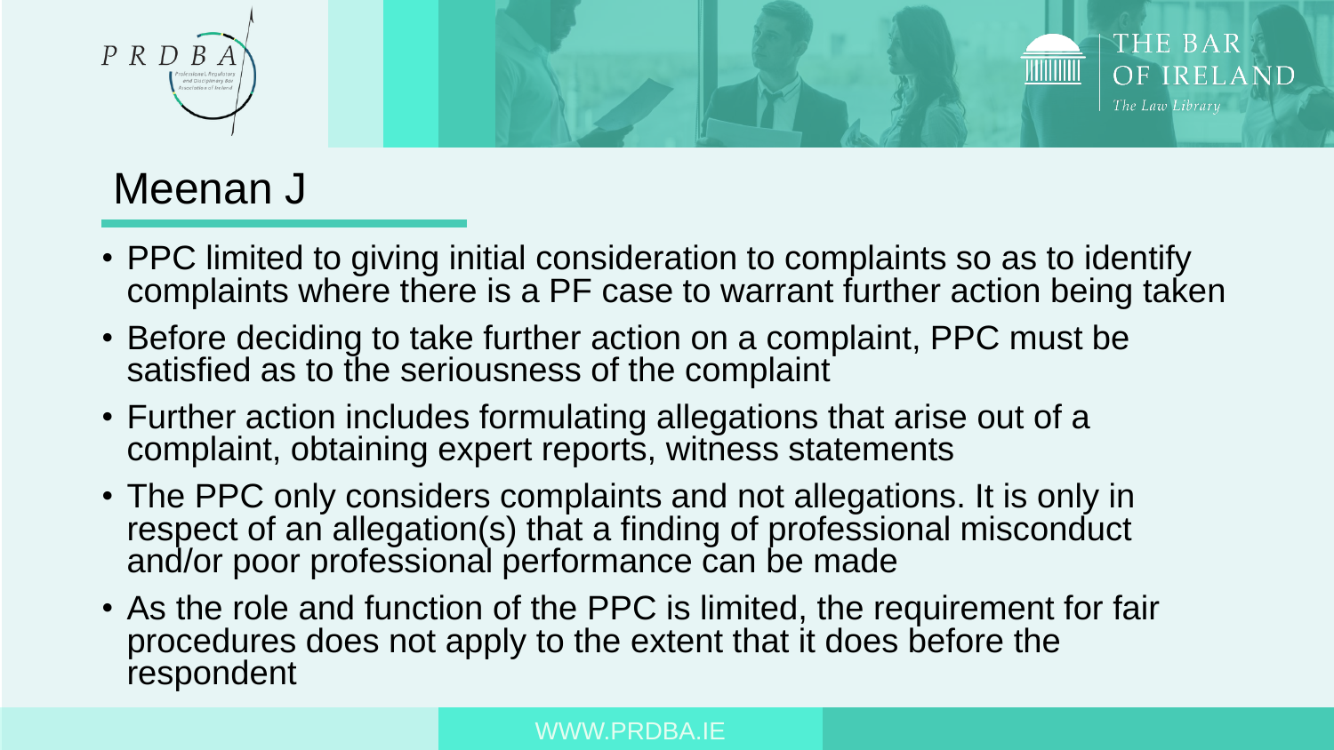# Meenan J

- PPC limited to giving initial consideration to complaints so as to identify complaints where there is a PF case to warrant further action being taken
- Before deciding to take further action on a complaint, PPC must be satisfied as to the seriousness of the complaint
- Further action includes formulating allegations that arise out of a complaint, obtaining expert reports, witness statements
- The PPC only considers complaints and not allegations. It is only in respect of an allegation(s) that a finding of professional misconduct and/or poor professional performance can be made
- As the role and function of the PPC is limited, the requirement for fair procedures does not apply to the extent that it does before the respondent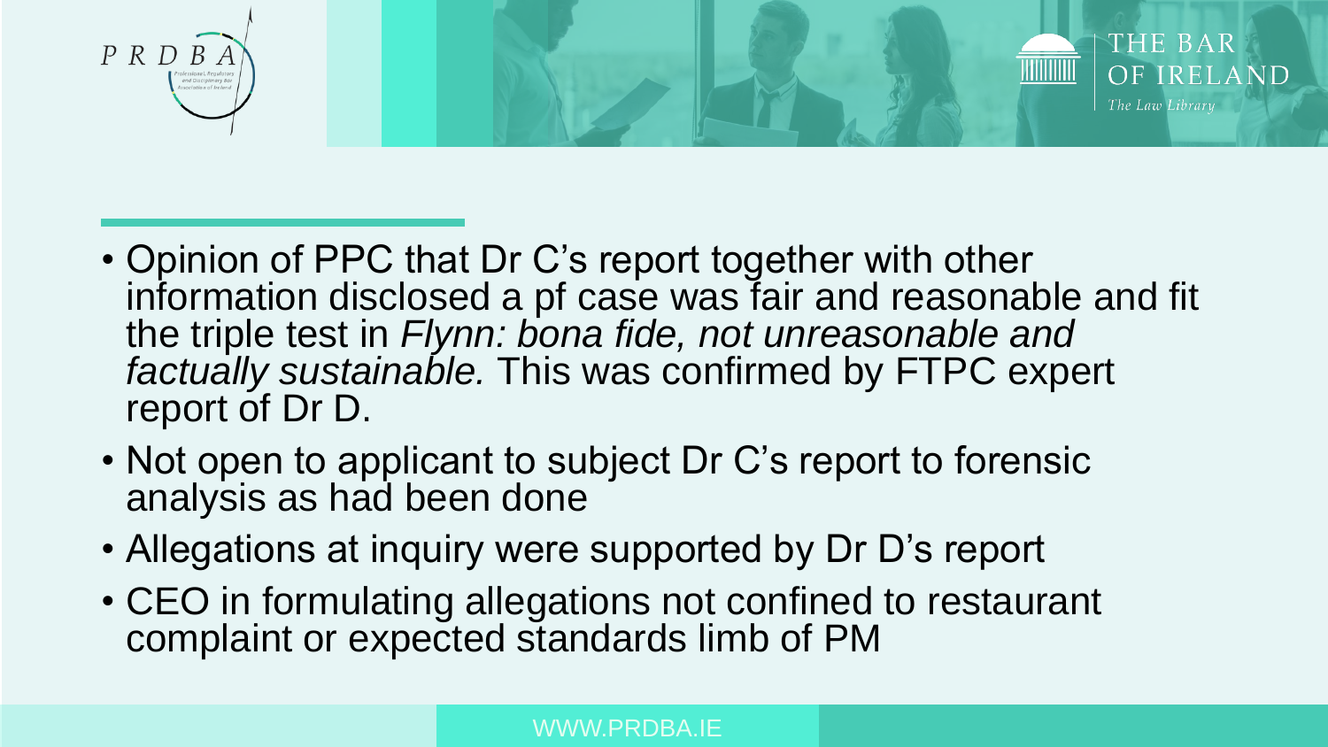- Opinion of PPC that Dr C's report together with other information disclosed a pf case was fair and reasonable and fit the triple test in *Flynn: bona fide, not unreasonable and factually sustainable.* This was confirmed by FTPC expert report of Dr D.
- Not open to applicant to subject Dr C's report to forensic analysis as had been done
- Allegations at inquiry were supported by Dr D's report
- CEO in formulating allegations not confined to restaurant complaint or expected standards limb of PM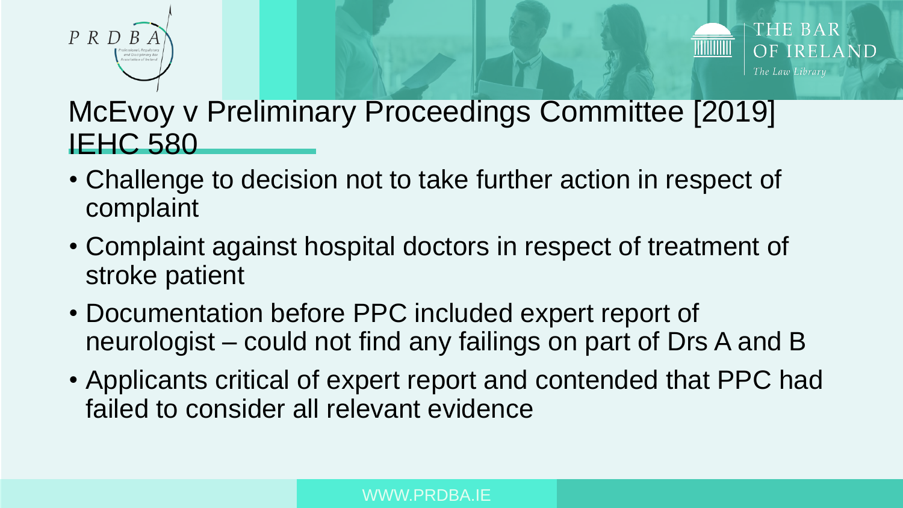# McEvoy v Preliminary Proceedings Committee [2019] IEHC 580

- Challenge to decision not to take further action in respect of complaint
- Complaint against hospital doctors in respect of treatment of stroke patient
- Documentation before PPC included expert report of neurologist – could not find any failings on part of Drs A and B
- Applicants critical of expert report and contended that PPC had failed to consider all relevant evidence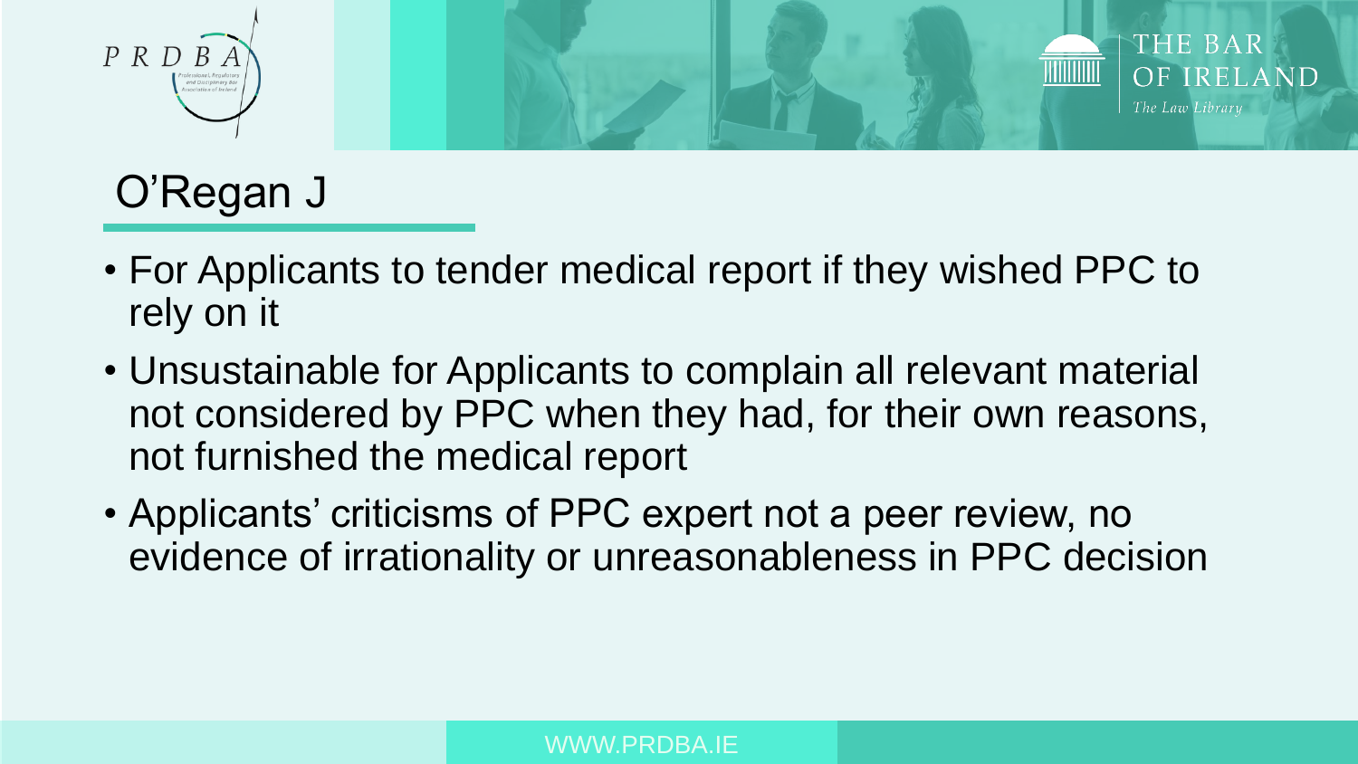# O'Regan J

- For Applicants to tender medical report if they wished PPC to rely on it
- Unsustainable for Applicants to complain all relevant material not considered by PPC when they had, for their own reasons, not furnished the medical report
- Applicants' criticisms of PPC expert not a peer review, no evidence of irrationality or unreasonableness in PPC decision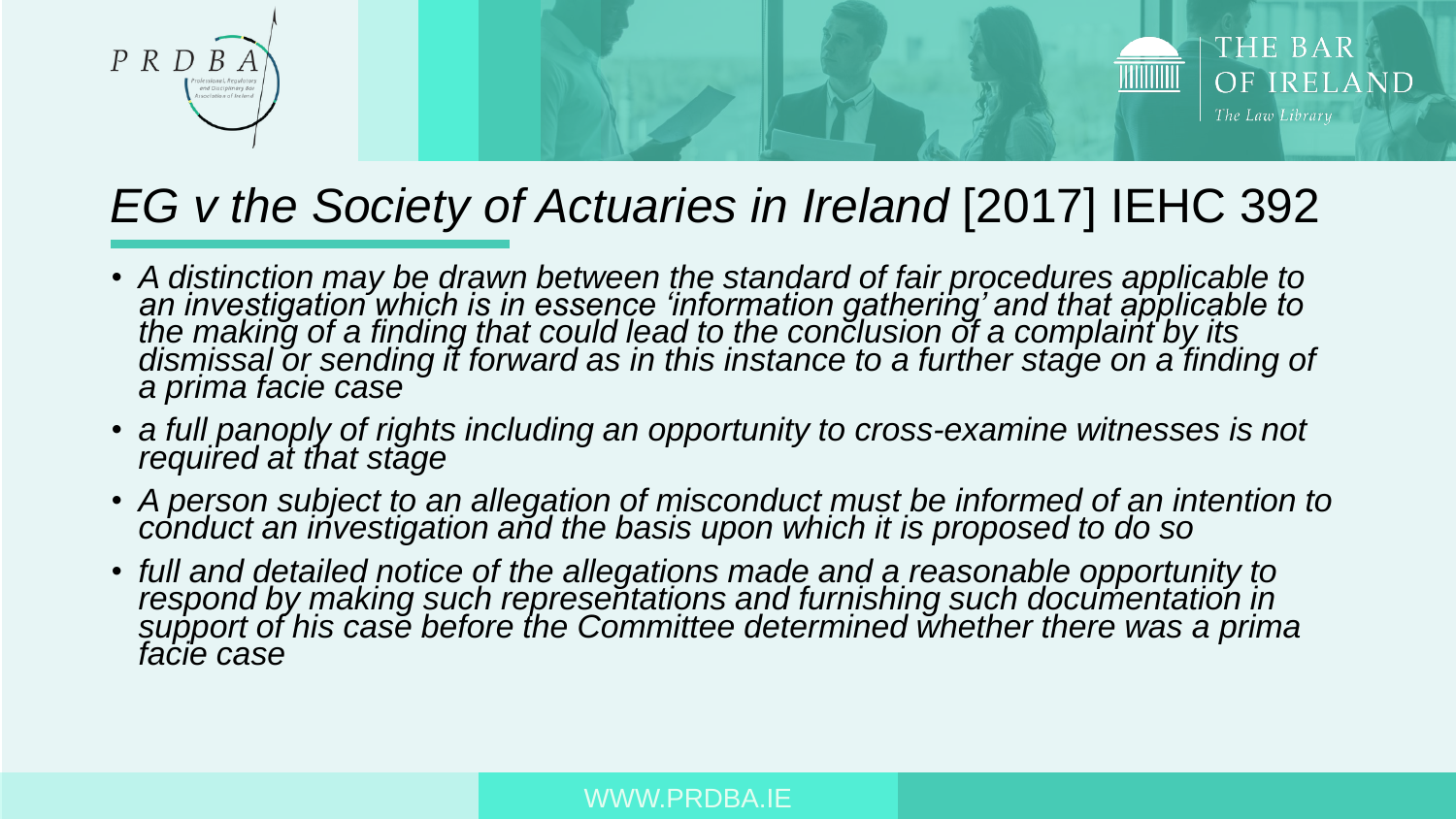# *EG v the Society of Actuaries in Ireland* [2017] IEHC 392

- *A distinction may be drawn between the standard of fair procedures applicable to an investigation which is in essence 'information gathering' and that applicable to the making of a finding that could lead to the conclusion of a complaint by its dismissal or sending it forward as in this instance to a further stage on a finding of a prima facie case*
- *a full panoply of rights including an opportunity to cross-examine witnesses is not required at that stage*
- *A person subject to an allegation of misconduct must be informed of an intention to conduct an investigation and the basis upon which it is proposed to do so*
- *full and detailed notice of the allegations made and a reasonable opportunity to respond by making such representations and furnishing such documentation in support of his case before the Committee determined whether there was a prima facie case*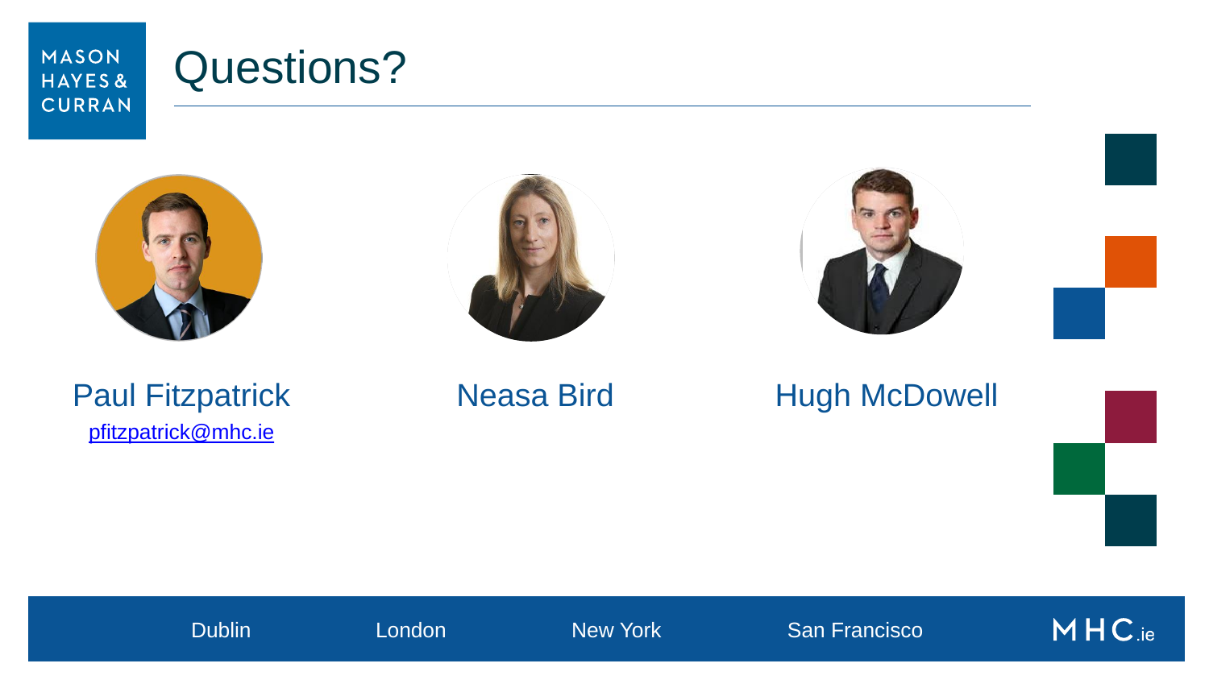# Questions?

Paul Fitzpatrick
pfitzpatrick@mhc.ie

Neasa Bird

Hugh McDowell

Dublin London New York San Francisco